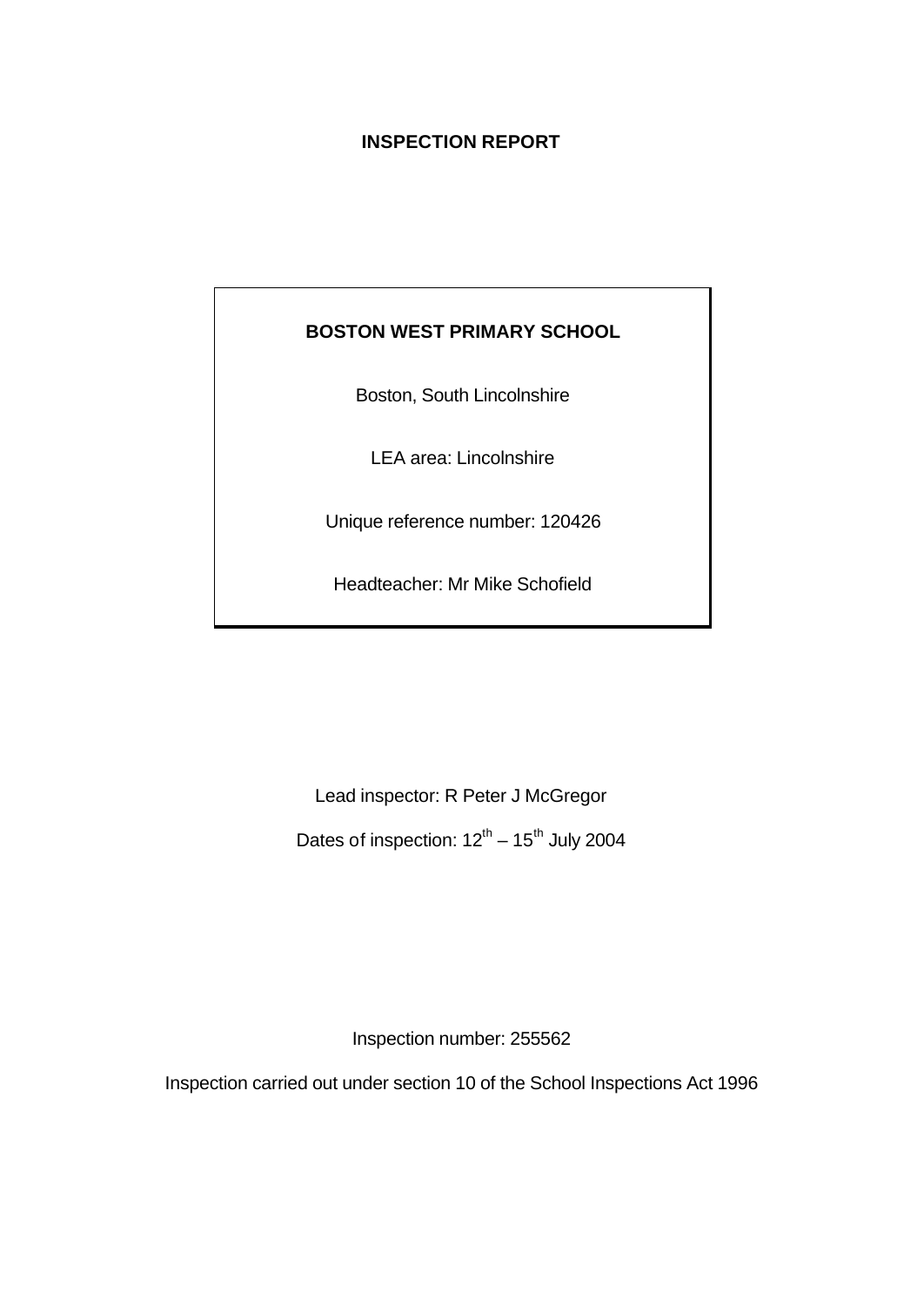# INSPECTION REPORT

**BOSTON WEST PRIMARY SCHOOL**

Boston, South Lincolnshire

LEA area: Lincolnshire

Unique reference number: 120426

Headteacher: Mr Mike Schofield

Lead inspector: R Peter J McGregor

Dates of inspection: 12th – 15th July 2004

Inspection number: 255562

Inspection carried out under section 10 of the School Inspections Act 1996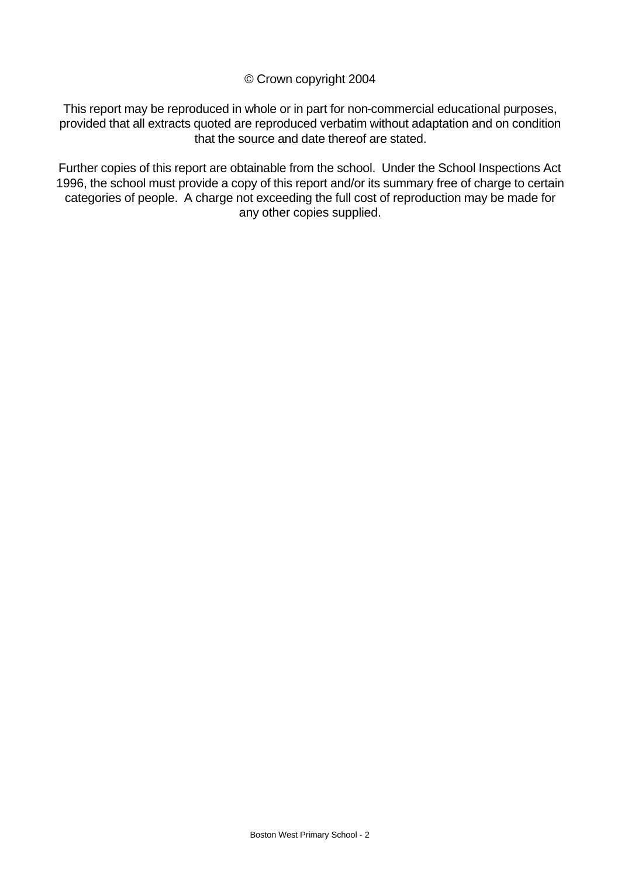© Crown copyright 2004

This report may be reproduced in whole or in part for non-commercial educational purposes, provided that all extracts quoted are reproduced verbatim without adaptation and on condition that the source and date thereof are stated.

Further copies of this report are obtainable from the school. Under the School Inspections Act 1996, the school must provide a copy of this report and/or its summary free of charge to certain categories of people. A charge not exceeding the full cost of reproduction may be made for any other copies supplied.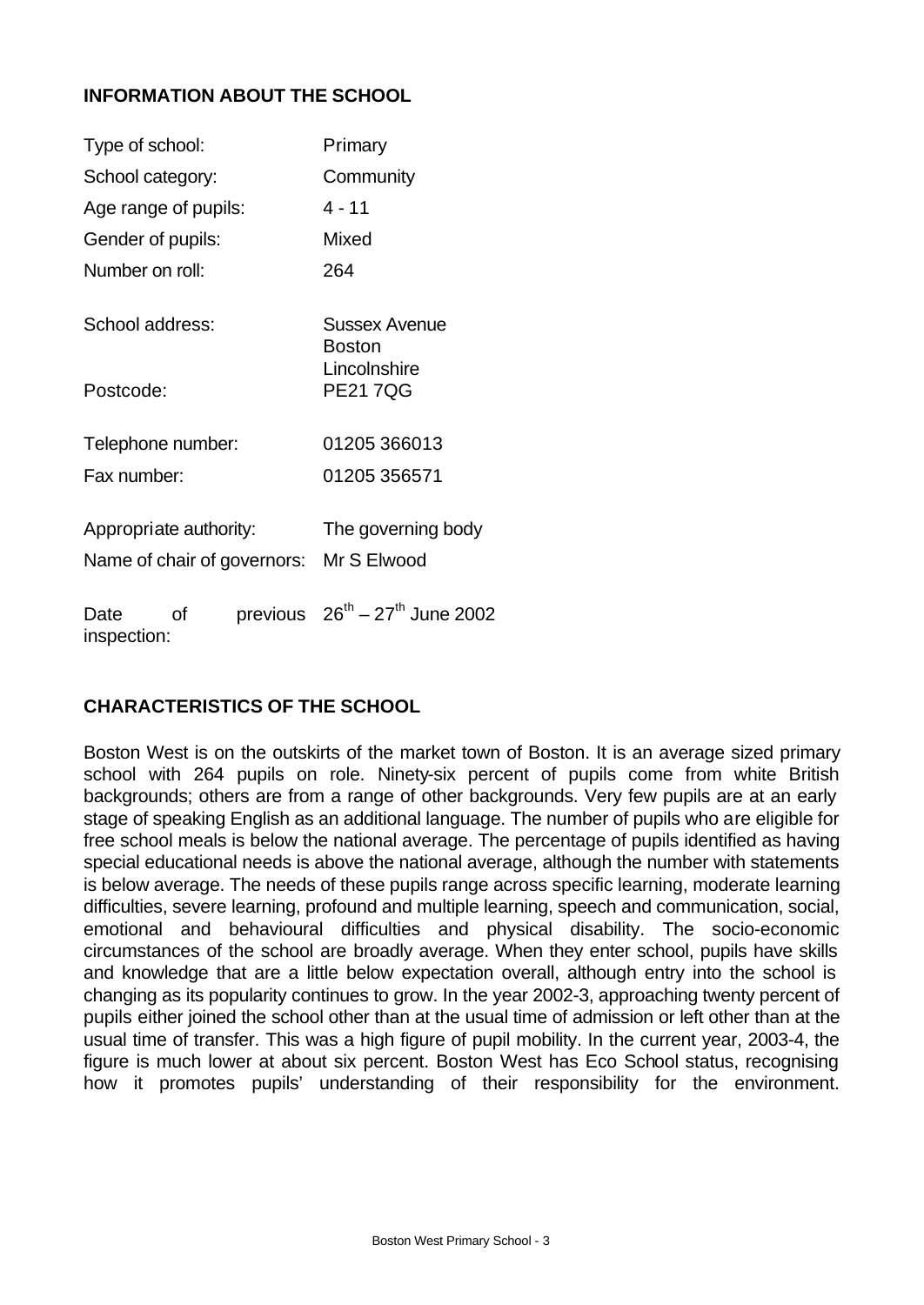## INFORMATION ABOUT THE SCHOOL

| | |
|---|---|
| Type of school: | Primary |
| School category: | Community |
| Age range of pupils: | 4 - 11 |
| Gender of pupils: | Mixed |
| Number on roll: | 264 |
| School address: | Sussex Avenue<br>Boston<br>Lincolnshire |
| Postcode: | PE21 7QG |
| Telephone number: | 01205 366013 |
| Fax number: | 01205 356571 |
| Appropriate authority: | The governing body |
| Name of chair of governors: | Mr S Elwood |
| Date of previous inspection: | 26th – 27th June 2002 |

## CHARACTERISTICS OF THE SCHOOL

Boston West is on the outskirts of the market town of Boston. It is an average sized primary school with 264 pupils on role. Ninety-six percent of pupils come from white British backgrounds; others are from a range of other backgrounds. Very few pupils are at an early stage of speaking English as an additional language. The number of pupils who are eligible for free school meals is below the national average. The percentage of pupils identified as having special educational needs is above the national average, although the number with statements is below average. The needs of these pupils range across specific learning, moderate learning difficulties, severe learning, profound and multiple learning, speech and communication, social, emotional and behavioural difficulties and physical disability. The socio-economic circumstances of the school are broadly average. When they enter school, pupils have skills and knowledge that are a little below expectation overall, although entry into the school is changing as its popularity continues to grow. In the year 2002-3, approaching twenty percent of pupils either joined the school other than at the usual time of admission or left other than at the usual time of transfer. This was a high figure of pupil mobility. In the current year, 2003-4, the figure is much lower at about six percent. Boston West has Eco School status, recognising how it promotes pupils' understanding of their responsibility for the environment.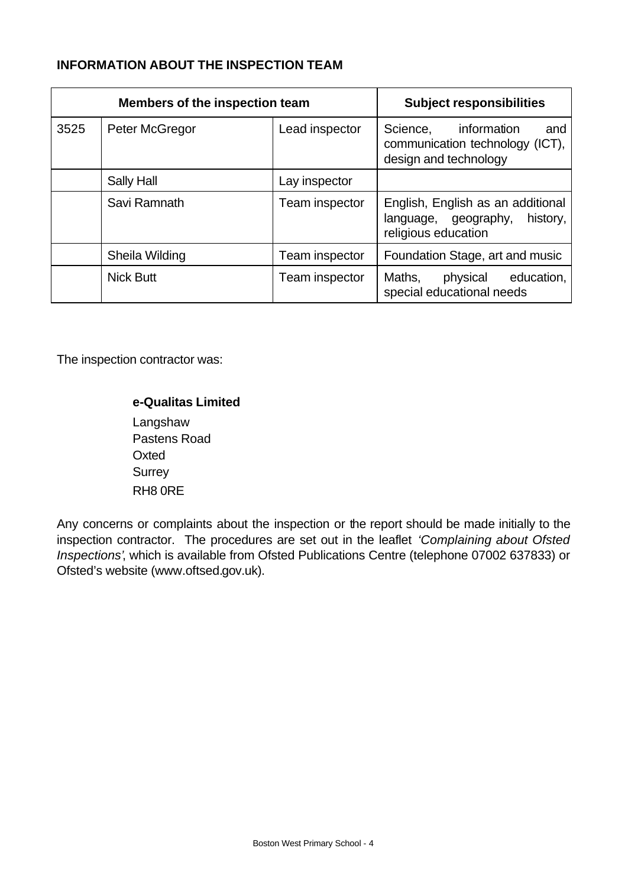## INFORMATION ABOUT THE INSPECTION TEAM

| Members of the inspection team | | | Subject responsibilities |
|---|---|---|---|
| 3525 | Peter McGregor | Lead inspector | Science, information and communication technology (ICT), design and technology |
| | Sally Hall | Lay inspector | |
| | Savi Ramnath | Team inspector | English, English as an additional language, geography, history, religious education |
| | Sheila Wilding | Team inspector | Foundation Stage, art and music |
| | Nick Butt | Team inspector | Maths, physical education, special educational needs |

The inspection contractor was:

**e-Qualitas Limited**

Langshaw
Pastens Road
Oxted
Surrey
RH8 0RE

Any concerns or complaints about the inspection or the report should be made initially to the inspection contractor. The procedures are set out in the leaflet *'Complaining about Ofsted Inspections'*, which is available from Ofsted Publications Centre (telephone 07002 637833) or Ofsted's website (www.oftsed.gov.uk).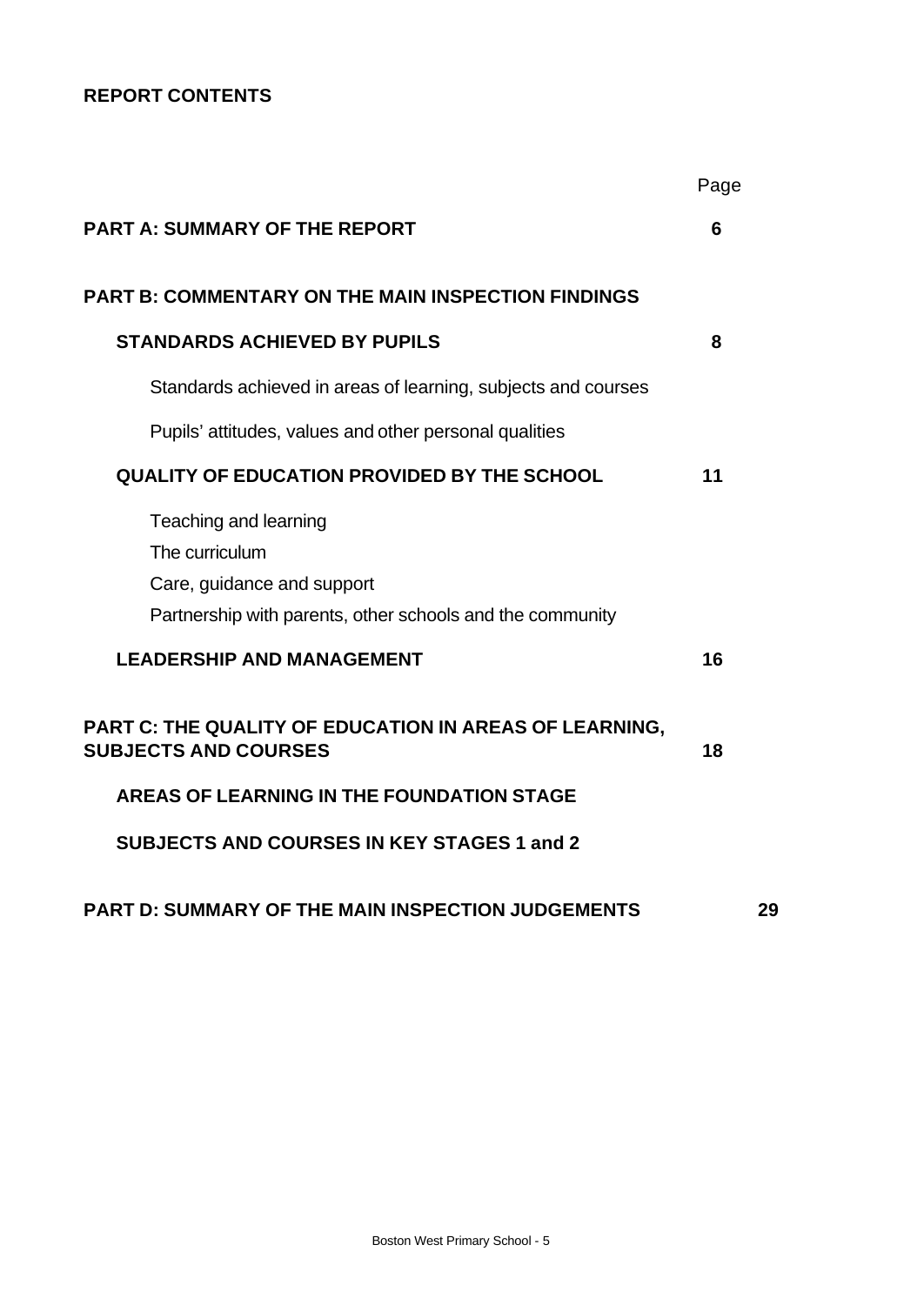**REPORT CONTENTS**

| | Page |
|---|---|
| **PART A: SUMMARY OF THE REPORT** | **6** |
| **PART B: COMMENTARY ON THE MAIN INSPECTION FINDINGS** | |
| **STANDARDS ACHIEVED BY PUPILS** | **8** |
| Standards achieved in areas of learning, subjects and courses | |
| Pupils' attitudes, values and other personal qualities | |
| **QUALITY OF EDUCATION PROVIDED BY THE SCHOOL** | **11** |
| Teaching and learning | |
| The curriculum | |
| Care, guidance and support | |
| Partnership with parents, other schools and the community | |
| **LEADERSHIP AND MANAGEMENT** | **16** |
| **PART C: THE QUALITY OF EDUCATION IN AREAS OF LEARNING, SUBJECTS AND COURSES** | **18** |
| **AREAS OF LEARNING IN THE FOUNDATION STAGE** | |
| **SUBJECTS AND COURSES IN KEY STAGES 1 and 2** | |
| **PART D: SUMMARY OF THE MAIN INSPECTION JUDGEMENTS** | **29** |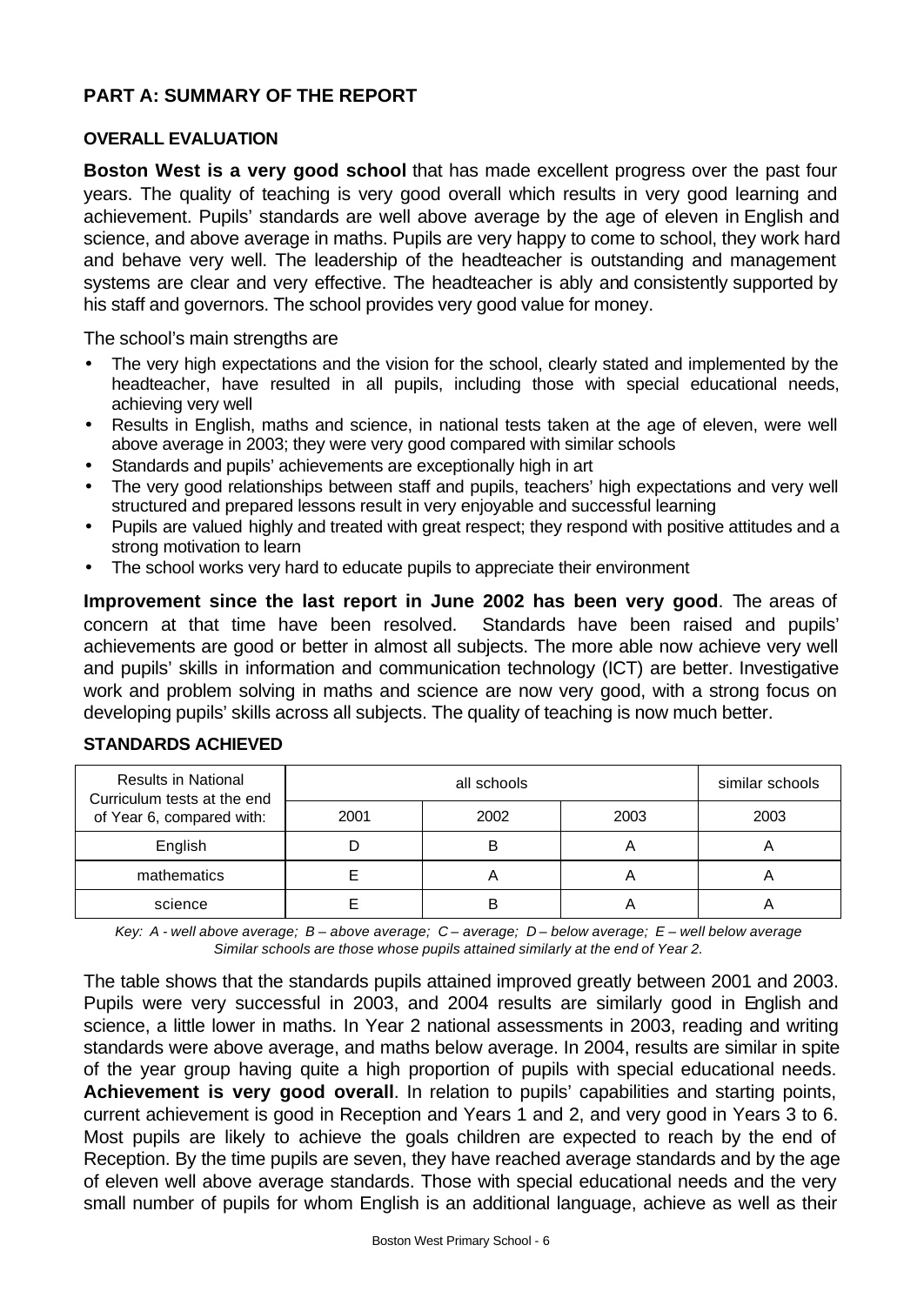## PART A: SUMMARY OF THE REPORT

### OVERALL EVALUATION

**Boston West is a very good school** that has made excellent progress over the past four years. The quality of teaching is very good overall which results in very good learning and achievement. Pupils' standards are well above average by the age of eleven in English and science, and above average in maths. Pupils are very happy to come to school, they work hard and behave very well. The leadership of the headteacher is outstanding and management systems are clear and very effective. The headteacher is ably and consistently supported by his staff and governors. The school provides very good value for money.

The school's main strengths are

- The very high expectations and the vision for the school, clearly stated and implemented by the headteacher, have resulted in all pupils, including those with special educational needs, achieving very well
- Results in English, maths and science, in national tests taken at the age of eleven, were well above average in 2003; they were very good compared with similar schools
- Standards and pupils' achievements are exceptionally high in art
- The very good relationships between staff and pupils, teachers' high expectations and very well structured and prepared lessons result in very enjoyable and successful learning
- Pupils are valued highly and treated with great respect; they respond with positive attitudes and a strong motivation to learn
- The school works very hard to educate pupils to appreciate their environment

**Improvement since the last report in June 2002 has been very good**. The areas of concern at that time have been resolved. Standards have been raised and pupils' achievements are good or better in almost all subjects. The more able now achieve very well and pupils' skills in information and communication technology (ICT) are better. Investigative work and problem solving in maths and science are now very good, with a strong focus on developing pupils' skills across all subjects. The quality of teaching is now much better.

### STANDARDS ACHIEVED

| Results in National Curriculum tests at the end of Year 6, compared with: | all schools | | | similar schools |
|---|---|---|---|---|
| | 2001 | 2002 | 2003 | 2003 |
| English | D | B | A | A |
| mathematics | E | A | A | A |
| science | E | B | A | A |

*Key: A - well above average; B – above average; C – average; D – below average; E – well below average*
*Similar schools are those whose pupils attained similarly at the end of Year 2.*

The table shows that the standards pupils attained improved greatly between 2001 and 2003. Pupils were very successful in 2003, and 2004 results are similarly good in English and science, a little lower in maths. In Year 2 national assessments in 2003, reading and writing standards were above average, and maths below average. In 2004, results are similar in spite of the year group having quite a high proportion of pupils with special educational needs. **Achievement is very good overall**. In relation to pupils' capabilities and starting points, current achievement is good in Reception and Years 1 and 2, and very good in Years 3 to 6. Most pupils are likely to achieve the goals children are expected to reach by the end of Reception. By the time pupils are seven, they have reached average standards and by the age of eleven well above average standards. Those with special educational needs and the very small number of pupils for whom English is an additional language, achieve as well as their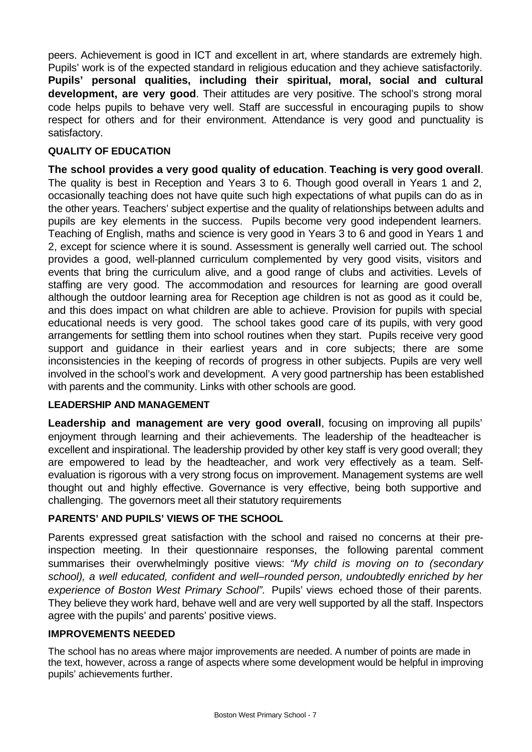peers. Achievement is good in ICT and excellent in art, where standards are extremely high. Pupils' work is of the expected standard in religious education and they achieve satisfactorily. **Pupils' personal qualities, including their spiritual, moral, social and cultural development, are very good**. Their attitudes are very positive. The school's strong moral code helps pupils to behave very well. Staff are successful in encouraging pupils to show respect for others and for their environment. Attendance is very good and punctuality is satisfactory.

### QUALITY OF EDUCATION

**The school provides a very good quality of education**. **Teaching is very good overall**. The quality is best in Reception and Years 3 to 6. Though good overall in Years 1 and 2, occasionally teaching does not have quite such high expectations of what pupils can do as in the other years. Teachers' subject expertise and the quality of relationships between adults and pupils are key elements in the success. Pupils become very good independent learners. Teaching of English, maths and science is very good in Years 3 to 6 and good in Years 1 and 2, except for science where it is sound. Assessment is generally well carried out. The school provides a good, well-planned curriculum complemented by very good visits, visitors and events that bring the curriculum alive, and a good range of clubs and activities. Levels of staffing are very good. The accommodation and resources for learning are good overall although the outdoor learning area for Reception age children is not as good as it could be, and this does impact on what children are able to achieve. Provision for pupils with special educational needs is very good. The school takes good care of its pupils, with very good arrangements for settling them into school routines when they start. Pupils receive very good support and guidance in their earliest years and in core subjects; there are some inconsistencies in the keeping of records of progress in other subjects. Pupils are very well involved in the school's work and development. A very good partnership has been established with parents and the community. Links with other schools are good.

### LEADERSHIP AND MANAGEMENT

**Leadership and management are very good overall**, focusing on improving all pupils' enjoyment through learning and their achievements. The leadership of the headteacher is excellent and inspirational. The leadership provided by other key staff is very good overall; they are empowered to lead by the headteacher, and work very effectively as a team. Self-evaluation is rigorous with a very strong focus on improvement. Management systems are well thought out and highly effective. Governance is very effective, being both supportive and challenging. The governors meet all their statutory requirements

### PARENTS' AND PUPILS' VIEWS OF THE SCHOOL

Parents expressed great satisfaction with the school and raised no concerns at their pre-inspection meeting. In their questionnaire responses, the following parental comment summarises their overwhelmingly positive views: *"My child is moving on to (secondary school), a well educated, confident and well–rounded person, undoubtedly enriched by her experience of Boston West Primary School".* Pupils' views echoed those of their parents. They believe they work hard, behave well and are very well supported by all the staff. Inspectors agree with the pupils' and parents' positive views.

### IMPROVEMENTS NEEDED

The school has no areas where major improvements are needed. A number of points are made in the text, however, across a range of aspects where some development would be helpful in improving pupils' achievements further.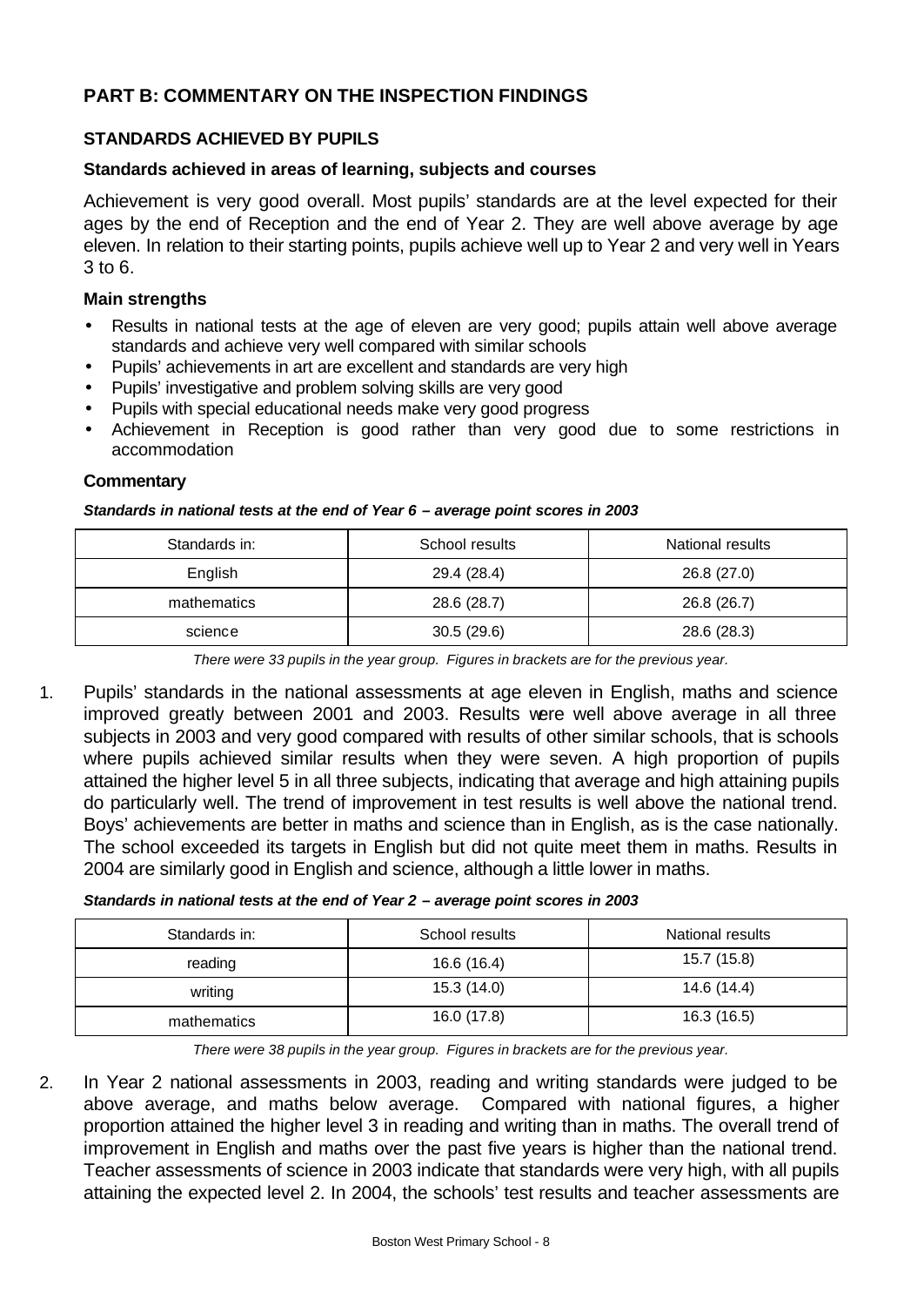## PART B: COMMENTARY ON THE INSPECTION FINDINGS

### STANDARDS ACHIEVED BY PUPILS

#### Standards achieved in areas of learning, subjects and courses

Achievement is very good overall. Most pupils' standards are at the level expected for their ages by the end of Reception and the end of Year 2. They are well above average by age eleven. In relation to their starting points, pupils achieve well up to Year 2 and very well in Years 3 to 6.

#### Main strengths

- Results in national tests at the age of eleven are very good; pupils attain well above average standards and achieve very well compared with similar schools
- Pupils' achievements in art are excellent and standards are very high
- Pupils' investigative and problem solving skills are very good
- Pupils with special educational needs make very good progress
- Achievement in Reception is good rather than very good due to some restrictions in accommodation

#### Commentary

***Standards in national tests at the end of Year 6 – average point scores in 2003***

| Standards in: | School results | National results |
|---|---|---|
| English | 29.4 (28.4) | 26.8 (27.0) |
| mathematics | 28.6 (28.7) | 26.8 (26.7) |
| science | 30.5 (29.6) | 28.6 (28.3) |

*There were 33 pupils in the year group. Figures in brackets are for the previous year.*

1. Pupils' standards in the national assessments at age eleven in English, maths and science improved greatly between 2001 and 2003. Results were well above average in all three subjects in 2003 and very good compared with results of other similar schools, that is schools where pupils achieved similar results when they were seven. A high proportion of pupils attained the higher level 5 in all three subjects, indicating that average and high attaining pupils do particularly well. The trend of improvement in test results is well above the national trend. Boys' achievements are better in maths and science than in English, as is the case nationally. The school exceeded its targets in English but did not quite meet them in maths. Results in 2004 are similarly good in English and science, although a little lower in maths.

***Standards in national tests at the end of Year 2 – average point scores in 2003***

| Standards in: | School results | National results |
|---|---|---|
| reading | 16.6 (16.4) | 15.7 (15.8) |
| writing | 15.3 (14.0) | 14.6 (14.4) |
| mathematics | 16.0 (17.8) | 16.3 (16.5) |

*There were 38 pupils in the year group. Figures in brackets are for the previous year.*

2. In Year 2 national assessments in 2003, reading and writing standards were judged to be above average, and maths below average. Compared with national figures, a higher proportion attained the higher level 3 in reading and writing than in maths. The overall trend of improvement in English and maths over the past five years is higher than the national trend. Teacher assessments of science in 2003 indicate that standards were very high, with all pupils attaining the expected level 2. In 2004, the schools' test results and teacher assessments are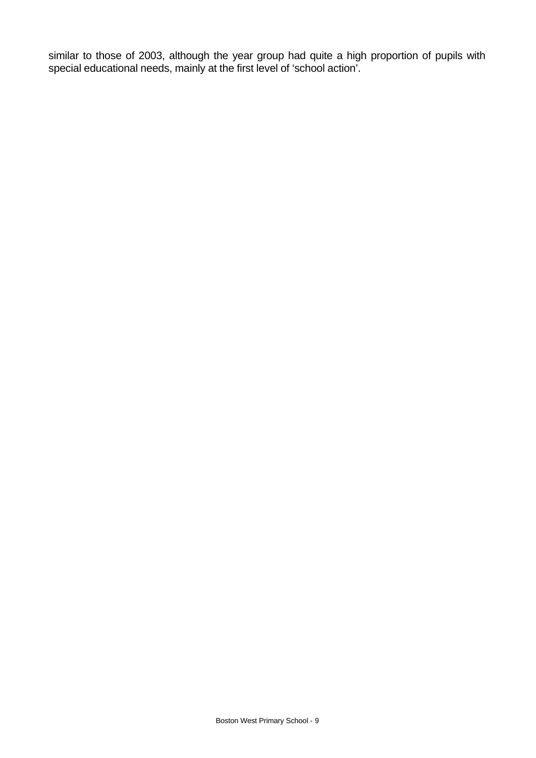similar to those of 2003, although the year group had quite a high proportion of pupils with special educational needs, mainly at the first level of 'school action'.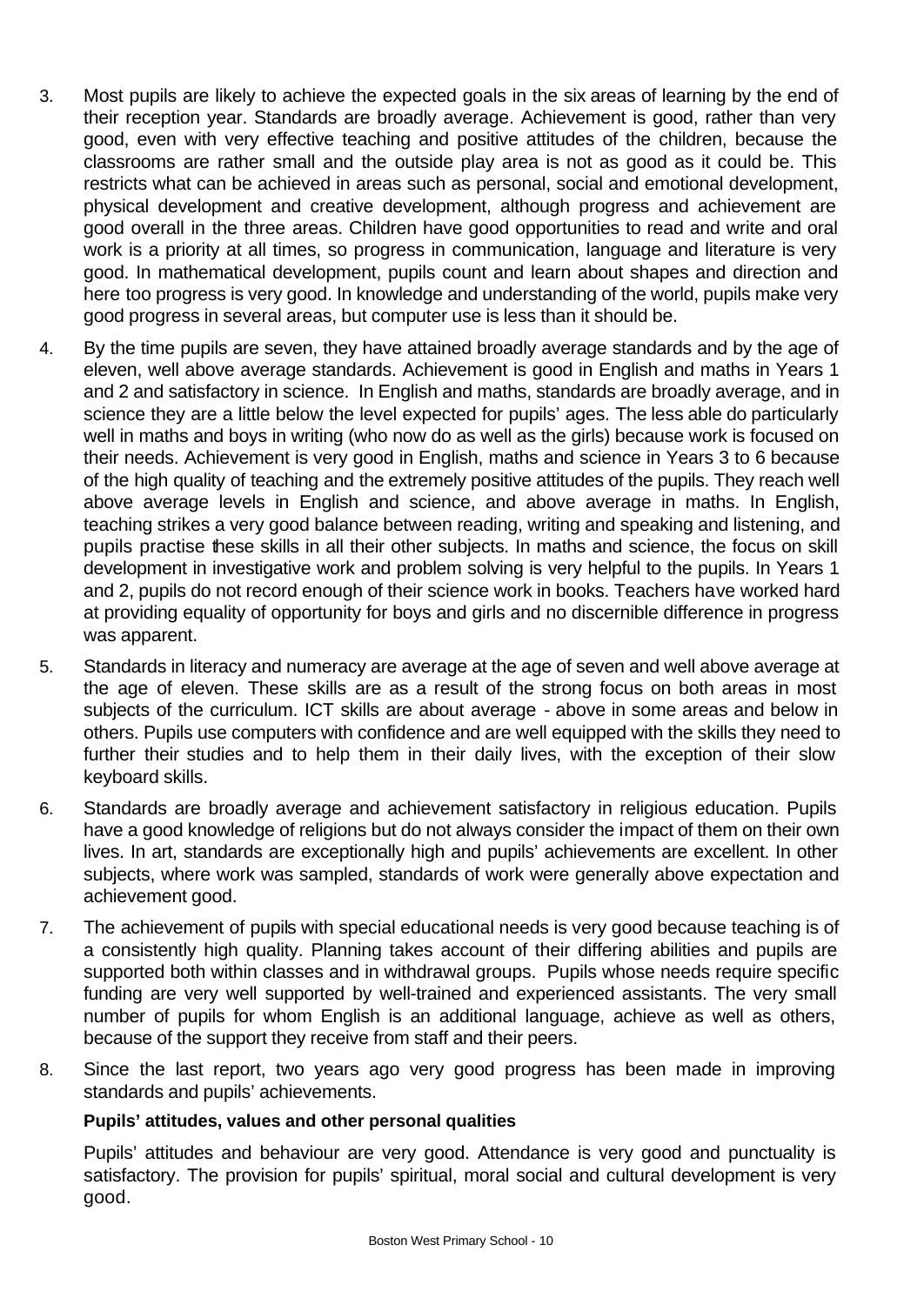3. Most pupils are likely to achieve the expected goals in the six areas of learning by the end of their reception year. Standards are broadly average. Achievement is good, rather than very good, even with very effective teaching and positive attitudes of the children, because the classrooms are rather small and the outside play area is not as good as it could be. This restricts what can be achieved in areas such as personal, social and emotional development, physical development and creative development, although progress and achievement are good overall in the three areas. Children have good opportunities to read and write and oral work is a priority at all times, so progress in communication, language and literature is very good. In mathematical development, pupils count and learn about shapes and direction and here too progress is very good. In knowledge and understanding of the world, pupils make very good progress in several areas, but computer use is less than it should be.

4. By the time pupils are seven, they have attained broadly average standards and by the age of eleven, well above average standards. Achievement is good in English and maths in Years 1 and 2 and satisfactory in science. In English and maths, standards are broadly average, and in science they are a little below the level expected for pupils' ages. The less able do particularly well in maths and boys in writing (who now do as well as the girls) because work is focused on their needs. Achievement is very good in English, maths and science in Years 3 to 6 because of the high quality of teaching and the extremely positive attitudes of the pupils. They reach well above average levels in English and science, and above average in maths. In English, teaching strikes a very good balance between reading, writing and speaking and listening, and pupils practise these skills in all their other subjects. In maths and science, the focus on skill development in investigative work and problem solving is very helpful to the pupils. In Years 1 and 2, pupils do not record enough of their science work in books. Teachers have worked hard at providing equality of opportunity for boys and girls and no discernible difference in progress was apparent.

5. Standards in literacy and numeracy are average at the age of seven and well above average at the age of eleven. These skills are as a result of the strong focus on both areas in most subjects of the curriculum. ICT skills are about average - above in some areas and below in others. Pupils use computers with confidence and are well equipped with the skills they need to further their studies and to help them in their daily lives, with the exception of their slow keyboard skills.

6. Standards are broadly average and achievement satisfactory in religious education. Pupils have a good knowledge of religions but do not always consider the impact of them on their own lives. In art, standards are exceptionally high and pupils' achievements are excellent. In other subjects, where work was sampled, standards of work were generally above expectation and achievement good.

7. The achievement of pupils with special educational needs is very good because teaching is of a consistently high quality. Planning takes account of their differing abilities and pupils are supported both within classes and in withdrawal groups. Pupils whose needs require specific funding are very well supported by well-trained and experienced assistants. The very small number of pupils for whom English is an additional language, achieve as well as others, because of the support they receive from staff and their peers.

8. Since the last report, two years ago very good progress has been made in improving standards and pupils' achievements.

**Pupils' attitudes, values and other personal qualities**

Pupils' attitudes and behaviour are very good. Attendance is very good and punctuality is satisfactory. The provision for pupils' spiritual, moral social and cultural development is very good.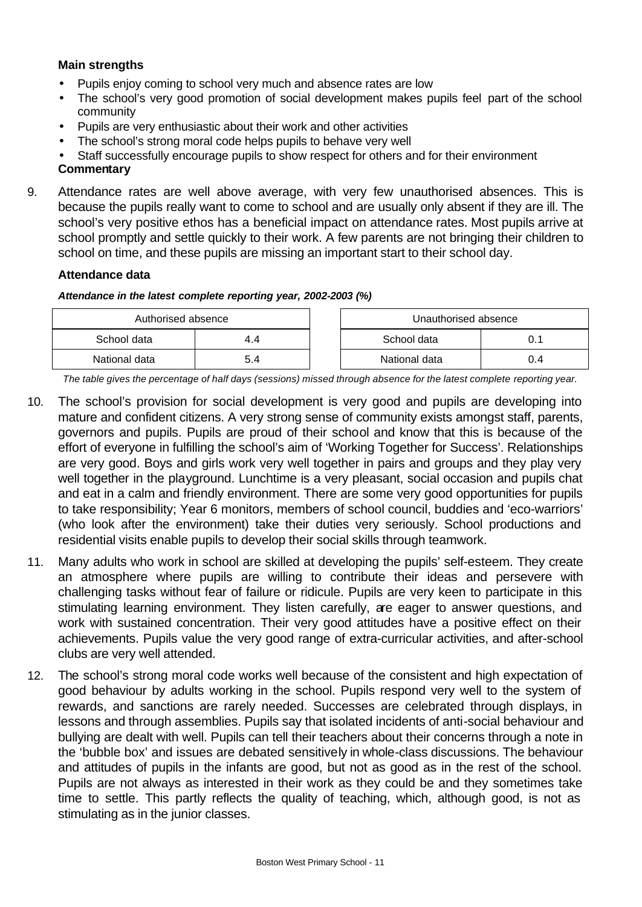**Main strengths**

- Pupils enjoy coming to school very much and absence rates are low
- The school's very good promotion of social development makes pupils feel part of the school community
- Pupils are very enthusiastic about their work and other activities
- The school's strong moral code helps pupils to behave very well
- Staff successfully encourage pupils to show respect for others and for their environment

**Commentary**

9. Attendance rates are well above average, with very few unauthorised absences. This is because the pupils really want to come to school and are usually only absent if they are ill. The school's very positive ethos has a beneficial impact on attendance rates. Most pupils arrive at school promptly and settle quickly to their work. A few parents are not bringing their children to school on time, and these pupils are missing an important start to their school day.

**Attendance data**

***Attendance in the latest complete reporting year, 2002-2003 (%)***

| Authorised absence | |
|---|---|
| School data | 4.4 |
| National data | 5.4 |

| Unauthorised absence | |
|---|---|
| School data | 0.1 |
| National data | 0.4 |

*The table gives the percentage of half days (sessions) missed through absence for the latest complete reporting year.*

10. The school's provision for social development is very good and pupils are developing into mature and confident citizens. A very strong sense of community exists amongst staff, parents, governors and pupils. Pupils are proud of their school and know that this is because of the effort of everyone in fulfilling the school's aim of 'Working Together for Success'. Relationships are very good. Boys and girls work very well together in pairs and groups and they play very well together in the playground. Lunchtime is a very pleasant, social occasion and pupils chat and eat in a calm and friendly environment. There are some very good opportunities for pupils to take responsibility; Year 6 monitors, members of school council, buddies and 'eco-warriors' (who look after the environment) take their duties very seriously. School productions and residential visits enable pupils to develop their social skills through teamwork.

11. Many adults who work in school are skilled at developing the pupils' self-esteem. They create an atmosphere where pupils are willing to contribute their ideas and persevere with challenging tasks without fear of failure or ridicule. Pupils are very keen to participate in this stimulating learning environment. They listen carefully, are eager to answer questions, and work with sustained concentration. Their very good attitudes have a positive effect on their achievements. Pupils value the very good range of extra-curricular activities, and after-school clubs are very well attended.

12. The school's strong moral code works well because of the consistent and high expectation of good behaviour by adults working in the school. Pupils respond very well to the system of rewards, and sanctions are rarely needed. Successes are celebrated through displays, in lessons and through assemblies. Pupils say that isolated incidents of anti-social behaviour and bullying are dealt with well. Pupils can tell their teachers about their concerns through a note in the 'bubble box' and issues are debated sensitively in whole-class discussions. The behaviour and attitudes of pupils in the infants are good, but not as good as in the rest of the school. Pupils are not always as interested in their work as they could be and they sometimes take time to settle. This partly reflects the quality of teaching, which, although good, is not as stimulating as in the junior classes.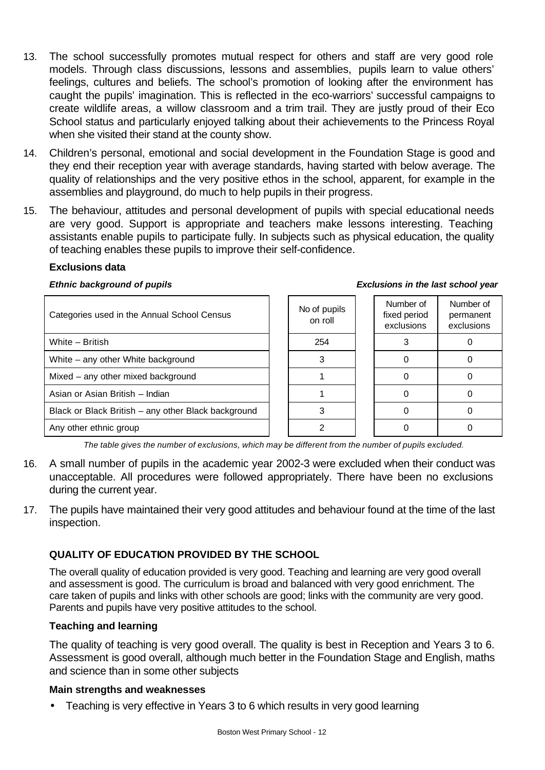13. The school successfully promotes mutual respect for others and staff are very good role models. Through class discussions, lessons and assemblies, pupils learn to value others' feelings, cultures and beliefs. The school's promotion of looking after the environment has caught the pupils' imagination. This is reflected in the eco-warriors' successful campaigns to create wildlife areas, a willow classroom and a trim trail. They are justly proud of their Eco School status and particularly enjoyed talking about their achievements to the Princess Royal when she visited their stand at the county show.

14. Children's personal, emotional and social development in the Foundation Stage is good and they end their reception year with average standards, having started with below average. The quality of relationships and the very positive ethos in the school, apparent, for example in the assemblies and playground, do much to help pupils in their progress.

15. The behaviour, attitudes and personal development of pupils with special educational needs are very good. Support is appropriate and teachers make lessons interesting. Teaching assistants enable pupils to participate fully. In subjects such as physical education, the quality of teaching enables these pupils to improve their self-confidence.

**Exclusions data**

| *Ethnic background of pupils* | | *Exclusions in the last school year* | |
|---|---|---|---|
| Categories used in the Annual School Census | No of pupils on roll | Number of fixed period exclusions | Number of permanent exclusions |
| White – British | 254 | 3 | 0 |
| White – any other White background | 3 | 0 | 0 |
| Mixed – any other mixed background | 1 | 0 | 0 |
| Asian or Asian British – Indian | 1 | 0 | 0 |
| Black or Black British – any other Black background | 3 | 0 | 0 |
| Any other ethnic group | 2 | 0 | 0 |

*The table gives the number of exclusions, which may be different from the number of pupils excluded.*

16. A small number of pupils in the academic year 2002-3 were excluded when their conduct was unacceptable. All procedures were followed appropriately. There have been no exclusions during the current year.

17. The pupils have maintained their very good attitudes and behaviour found at the time of the last inspection.

## QUALITY OF EDUCATION PROVIDED BY THE SCHOOL

The overall quality of education provided is very good. Teaching and learning are very good overall and assessment is good. The curriculum is broad and balanced with very good enrichment. The care taken of pupils and links with other schools are good; links with the community are very good. Parents and pupils have very positive attitudes to the school.

### Teaching and learning

The quality of teaching is very good overall. The quality is best in Reception and Years 3 to 6. Assessment is good overall, although much better in the Foundation Stage and English, maths and science than in some other subjects

### Main strengths and weaknesses

- Teaching is very effective in Years 3 to 6 which results in very good learning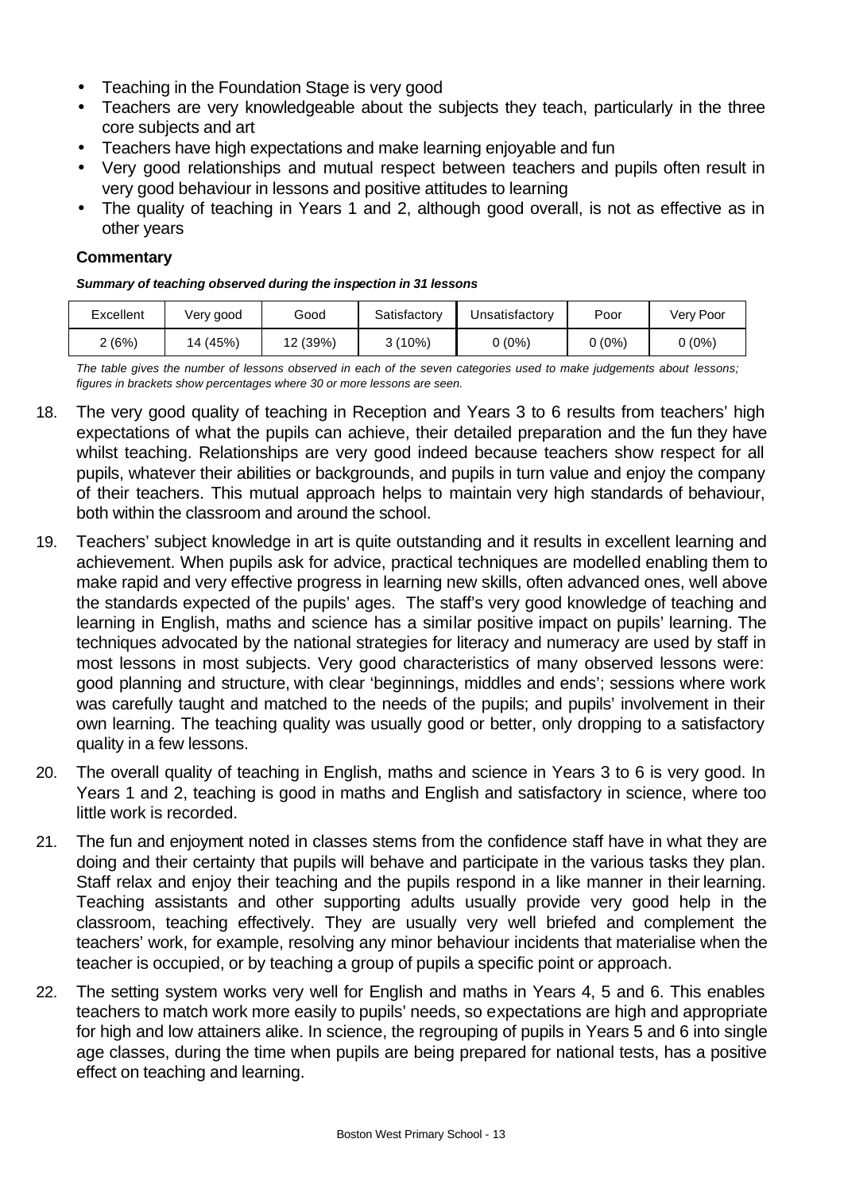- Teaching in the Foundation Stage is very good
- Teachers are very knowledgeable about the subjects they teach, particularly in the three core subjects and art
- Teachers have high expectations and make learning enjoyable and fun
- Very good relationships and mutual respect between teachers and pupils often result in very good behaviour in lessons and positive attitudes to learning
- The quality of teaching in Years 1 and 2, although good overall, is not as effective as in other years

**Commentary**

***Summary of teaching observed during the inspection in 31 lessons***

| Excellent | Very good | Good | Satisfactory | Unsatisfactory | Poor | Very Poor |
|---|---|---|---|---|---|---|
| 2 (6%) | 14 (45%) | 12 (39%) | 3 (10%) | 0 (0%) | 0 (0%) | 0 (0%) |

*The table gives the number of lessons observed in each of the seven categories used to make judgements about lessons; figures in brackets show percentages where 30 or more lessons are seen.*

18. The very good quality of teaching in Reception and Years 3 to 6 results from teachers' high expectations of what the pupils can achieve, their detailed preparation and the fun they have whilst teaching. Relationships are very good indeed because teachers show respect for all pupils, whatever their abilities or backgrounds, and pupils in turn value and enjoy the company of their teachers. This mutual approach helps to maintain very high standards of behaviour, both within the classroom and around the school.

19. Teachers' subject knowledge in art is quite outstanding and it results in excellent learning and achievement. When pupils ask for advice, practical techniques are modelled enabling them to make rapid and very effective progress in learning new skills, often advanced ones, well above the standards expected of the pupils' ages. The staff's very good knowledge of teaching and learning in English, maths and science has a similar positive impact on pupils' learning. The techniques advocated by the national strategies for literacy and numeracy are used by staff in most lessons in most subjects. Very good characteristics of many observed lessons were: good planning and structure, with clear 'beginnings, middles and ends'; sessions where work was carefully taught and matched to the needs of the pupils; and pupils' involvement in their own learning. The teaching quality was usually good or better, only dropping to a satisfactory quality in a few lessons.

20. The overall quality of teaching in English, maths and science in Years 3 to 6 is very good. In Years 1 and 2, teaching is good in maths and English and satisfactory in science, where too little work is recorded.

21. The fun and enjoyment noted in classes stems from the confidence staff have in what they are doing and their certainty that pupils will behave and participate in the various tasks they plan. Staff relax and enjoy their teaching and the pupils respond in a like manner in their learning. Teaching assistants and other supporting adults usually provide very good help in the classroom, teaching effectively. They are usually very well briefed and complement the teachers' work, for example, resolving any minor behaviour incidents that materialise when the teacher is occupied, or by teaching a group of pupils a specific point or approach.

22. The setting system works very well for English and maths in Years 4, 5 and 6. This enables teachers to match work more easily to pupils' needs, so expectations are high and appropriate for high and low attainers alike. In science, the regrouping of pupils in Years 5 and 6 into single age classes, during the time when pupils are being prepared for national tests, has a positive effect on teaching and learning.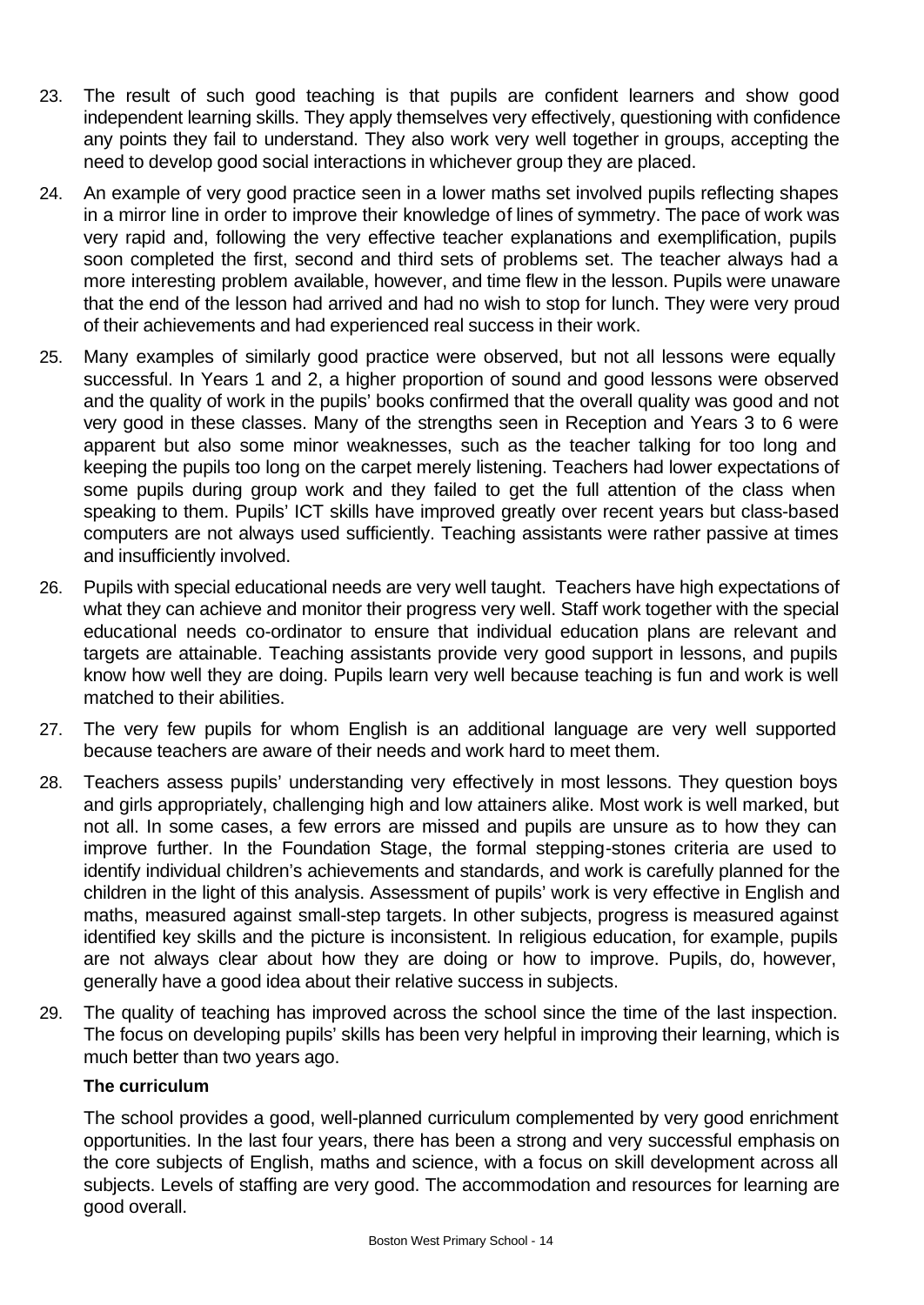23. The result of such good teaching is that pupils are confident learners and show good independent learning skills. They apply themselves very effectively, questioning with confidence any points they fail to understand. They also work very well together in groups, accepting the need to develop good social interactions in whichever group they are placed.

24. An example of very good practice seen in a lower maths set involved pupils reflecting shapes in a mirror line in order to improve their knowledge of lines of symmetry. The pace of work was very rapid and, following the very effective teacher explanations and exemplification, pupils soon completed the first, second and third sets of problems set. The teacher always had a more interesting problem available, however, and time flew in the lesson. Pupils were unaware that the end of the lesson had arrived and had no wish to stop for lunch. They were very proud of their achievements and had experienced real success in their work.

25. Many examples of similarly good practice were observed, but not all lessons were equally successful. In Years 1 and 2, a higher proportion of sound and good lessons were observed and the quality of work in the pupils' books confirmed that the overall quality was good and not very good in these classes. Many of the strengths seen in Reception and Years 3 to 6 were apparent but also some minor weaknesses, such as the teacher talking for too long and keeping the pupils too long on the carpet merely listening. Teachers had lower expectations of some pupils during group work and they failed to get the full attention of the class when speaking to them. Pupils' ICT skills have improved greatly over recent years but class-based computers are not always used sufficiently. Teaching assistants were rather passive at times and insufficiently involved.

26. Pupils with special educational needs are very well taught. Teachers have high expectations of what they can achieve and monitor their progress very well. Staff work together with the special educational needs co-ordinator to ensure that individual education plans are relevant and targets are attainable. Teaching assistants provide very good support in lessons, and pupils know how well they are doing. Pupils learn very well because teaching is fun and work is well matched to their abilities.

27. The very few pupils for whom English is an additional language are very well supported because teachers are aware of their needs and work hard to meet them.

28. Teachers assess pupils' understanding very effectively in most lessons. They question boys and girls appropriately, challenging high and low attainers alike. Most work is well marked, but not all. In some cases, a few errors are missed and pupils are unsure as to how they can improve further. In the Foundation Stage, the formal stepping-stones criteria are used to identify individual children's achievements and standards, and work is carefully planned for the children in the light of this analysis. Assessment of pupils' work is very effective in English and maths, measured against small-step targets. In other subjects, progress is measured against identified key skills and the picture is inconsistent. In religious education, for example, pupils are not always clear about how they are doing or how to improve. Pupils, do, however, generally have a good idea about their relative success in subjects.

29. The quality of teaching has improved across the school since the time of the last inspection. The focus on developing pupils' skills has been very helpful in improving their learning, which is much better than two years ago.

**The curriculum**

The school provides a good, well-planned curriculum complemented by very good enrichment opportunities. In the last four years, there has been a strong and very successful emphasis on the core subjects of English, maths and science, with a focus on skill development across all subjects. Levels of staffing are very good. The accommodation and resources for learning are good overall.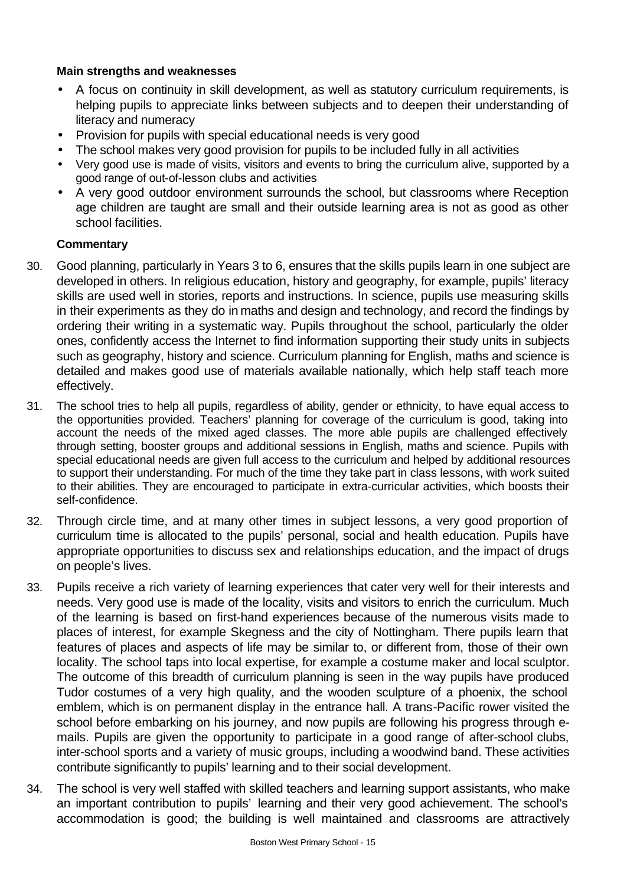**Main strengths and weaknesses**

- A focus on continuity in skill development, as well as statutory curriculum requirements, is helping pupils to appreciate links between subjects and to deepen their understanding of literacy and numeracy
- Provision for pupils with special educational needs is very good
- The school makes very good provision for pupils to be included fully in all activities
- Very good use is made of visits, visitors and events to bring the curriculum alive, supported by a good range of out-of-lesson clubs and activities
- A very good outdoor environment surrounds the school, but classrooms where Reception age children are taught are small and their outside learning area is not as good as other school facilities.

**Commentary**

30. Good planning, particularly in Years 3 to 6, ensures that the skills pupils learn in one subject are developed in others. In religious education, history and geography, for example, pupils' literacy skills are used well in stories, reports and instructions. In science, pupils use measuring skills in their experiments as they do in maths and design and technology, and record the findings by ordering their writing in a systematic way. Pupils throughout the school, particularly the older ones, confidently access the Internet to find information supporting their study units in subjects such as geography, history and science. Curriculum planning for English, maths and science is detailed and makes good use of materials available nationally, which help staff teach more effectively.

31. The school tries to help all pupils, regardless of ability, gender or ethnicity, to have equal access to the opportunities provided. Teachers' planning for coverage of the curriculum is good, taking into account the needs of the mixed aged classes. The more able pupils are challenged effectively through setting, booster groups and additional sessions in English, maths and science. Pupils with special educational needs are given full access to the curriculum and helped by additional resources to support their understanding. For much of the time they take part in class lessons, with work suited to their abilities. They are encouraged to participate in extra-curricular activities, which boosts their self-confidence.

32. Through circle time, and at many other times in subject lessons, a very good proportion of curriculum time is allocated to the pupils' personal, social and health education. Pupils have appropriate opportunities to discuss sex and relationships education, and the impact of drugs on people's lives.

33. Pupils receive a rich variety of learning experiences that cater very well for their interests and needs. Very good use is made of the locality, visits and visitors to enrich the curriculum. Much of the learning is based on first-hand experiences because of the numerous visits made to places of interest, for example Skegness and the city of Nottingham. There pupils learn that features of places and aspects of life may be similar to, or different from, those of their own locality. The school taps into local expertise, for example a costume maker and local sculptor. The outcome of this breadth of curriculum planning is seen in the way pupils have produced Tudor costumes of a very high quality, and the wooden sculpture of a phoenix, the school emblem, which is on permanent display in the entrance hall. A trans-Pacific rower visited the school before embarking on his journey, and now pupils are following his progress through e-mails. Pupils are given the opportunity to participate in a good range of after-school clubs, inter-school sports and a variety of music groups, including a woodwind band. These activities contribute significantly to pupils' learning and to their social development.

34. The school is very well staffed with skilled teachers and learning support assistants, who make an important contribution to pupils' learning and their very good achievement. The school's accommodation is good; the building is well maintained and classrooms are attractively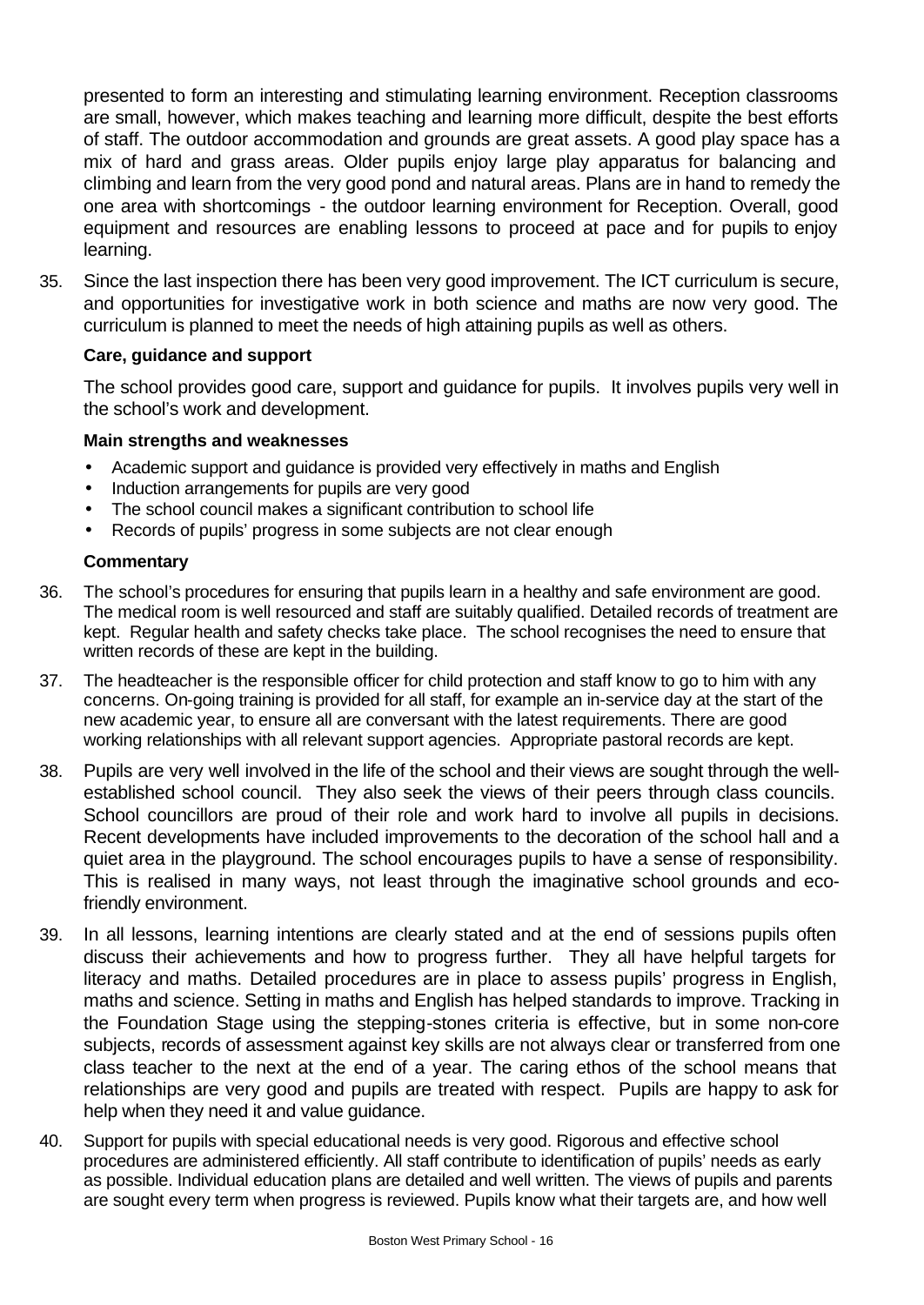presented to form an interesting and stimulating learning environment. Reception classrooms are small, however, which makes teaching and learning more difficult, despite the best efforts of staff. The outdoor accommodation and grounds are great assets. A good play space has a mix of hard and grass areas. Older pupils enjoy large play apparatus for balancing and climbing and learn from the very good pond and natural areas. Plans are in hand to remedy the one area with shortcomings - the outdoor learning environment for Reception. Overall, good equipment and resources are enabling lessons to proceed at pace and for pupils to enjoy learning.

35. Since the last inspection there has been very good improvement. The ICT curriculum is secure, and opportunities for investigative work in both science and maths are now very good. The curriculum is planned to meet the needs of high attaining pupils as well as others.

**Care, guidance and support**

The school provides good care, support and guidance for pupils. It involves pupils very well in the school's work and development.

**Main strengths and weaknesses**

- Academic support and guidance is provided very effectively in maths and English
- Induction arrangements for pupils are very good
- The school council makes a significant contribution to school life
- Records of pupils' progress in some subjects are not clear enough

**Commentary**

36. The school's procedures for ensuring that pupils learn in a healthy and safe environment are good. The medical room is well resourced and staff are suitably qualified. Detailed records of treatment are kept. Regular health and safety checks take place. The school recognises the need to ensure that written records of these are kept in the building.

37. The headteacher is the responsible officer for child protection and staff know to go to him with any concerns. On-going training is provided for all staff, for example an in-service day at the start of the new academic year, to ensure all are conversant with the latest requirements. There are good working relationships with all relevant support agencies. Appropriate pastoral records are kept.

38. Pupils are very well involved in the life of the school and their views are sought through the well-established school council. They also seek the views of their peers through class councils. School councillors are proud of their role and work hard to involve all pupils in decisions. Recent developments have included improvements to the decoration of the school hall and a quiet area in the playground. The school encourages pupils to have a sense of responsibility. This is realised in many ways, not least through the imaginative school grounds and eco-friendly environment.

39. In all lessons, learning intentions are clearly stated and at the end of sessions pupils often discuss their achievements and how to progress further. They all have helpful targets for literacy and maths. Detailed procedures are in place to assess pupils' progress in English, maths and science. Setting in maths and English has helped standards to improve. Tracking in the Foundation Stage using the stepping-stones criteria is effective, but in some non-core subjects, records of assessment against key skills are not always clear or transferred from one class teacher to the next at the end of a year. The caring ethos of the school means that relationships are very good and pupils are treated with respect. Pupils are happy to ask for help when they need it and value guidance.

40. Support for pupils with special educational needs is very good. Rigorous and effective school procedures are administered efficiently. All staff contribute to identification of pupils' needs as early as possible. Individual education plans are detailed and well written. The views of pupils and parents are sought every term when progress is reviewed. Pupils know what their targets are, and how well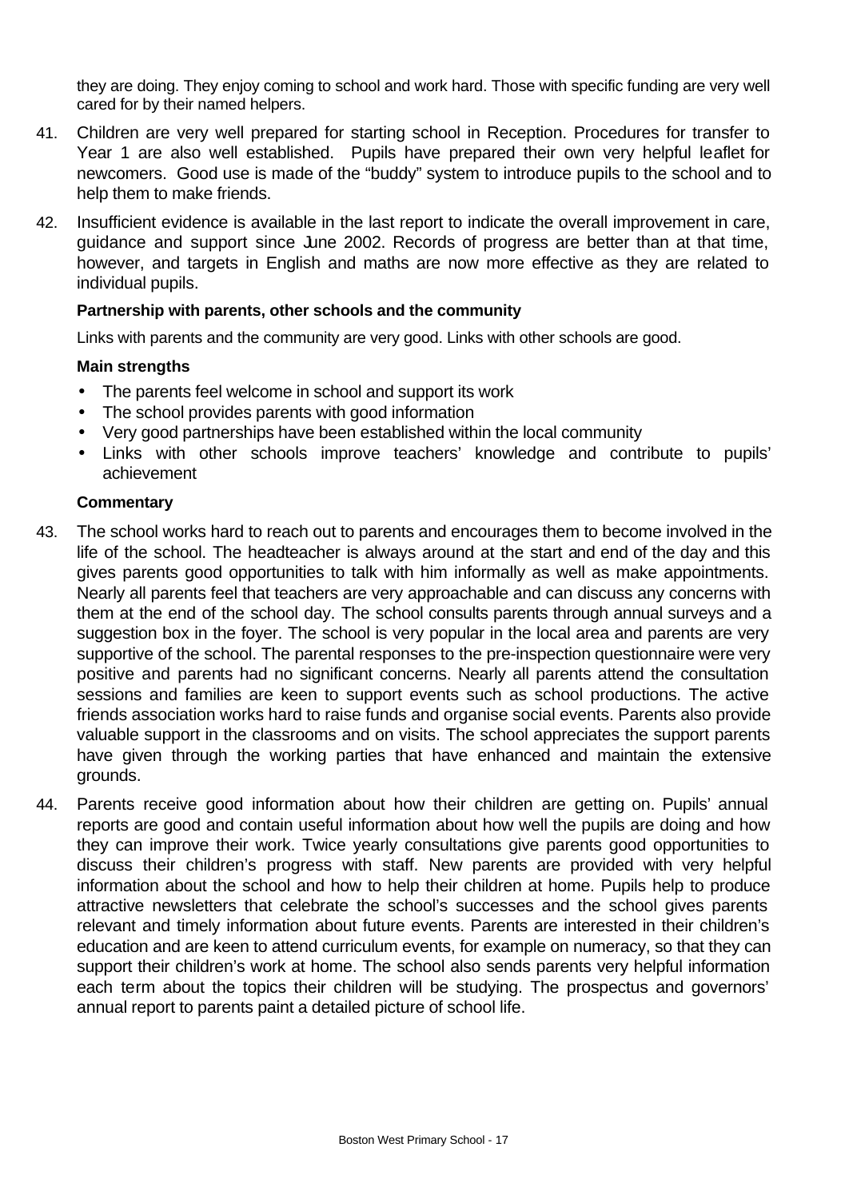they are doing. They enjoy coming to school and work hard. Those with specific funding are very well cared for by their named helpers.

41. Children are very well prepared for starting school in Reception. Procedures for transfer to Year 1 are also well established. Pupils have prepared their own very helpful leaflet for newcomers. Good use is made of the "buddy" system to introduce pupils to the school and to help them to make friends.

42. Insufficient evidence is available in the last report to indicate the overall improvement in care, guidance and support since June 2002. Records of progress are better than at that time, however, and targets in English and maths are now more effective as they are related to individual pupils.

### Partnership with parents, other schools and the community

Links with parents and the community are very good. Links with other schools are good.

**Main strengths**

- The parents feel welcome in school and support its work
- The school provides parents with good information
- Very good partnerships have been established within the local community
- Links with other schools improve teachers' knowledge and contribute to pupils' achievement

**Commentary**

43. The school works hard to reach out to parents and encourages them to become involved in the life of the school. The headteacher is always around at the start and end of the day and this gives parents good opportunities to talk with him informally as well as make appointments. Nearly all parents feel that teachers are very approachable and can discuss any concerns with them at the end of the school day. The school consults parents through annual surveys and a suggestion box in the foyer. The school is very popular in the local area and parents are very supportive of the school. The parental responses to the pre-inspection questionnaire were very positive and parents had no significant concerns. Nearly all parents attend the consultation sessions and families are keen to support events such as school productions. The active friends association works hard to raise funds and organise social events. Parents also provide valuable support in the classrooms and on visits. The school appreciates the support parents have given through the working parties that have enhanced and maintain the extensive grounds.

44. Parents receive good information about how their children are getting on. Pupils' annual reports are good and contain useful information about how well the pupils are doing and how they can improve their work. Twice yearly consultations give parents good opportunities to discuss their children's progress with staff. New parents are provided with very helpful information about the school and how to help their children at home. Pupils help to produce attractive newsletters that celebrate the school's successes and the school gives parents relevant and timely information about future events. Parents are interested in their children's education and are keen to attend curriculum events, for example on numeracy, so that they can support their children's work at home. The school also sends parents very helpful information each term about the topics their children will be studying. The prospectus and governors' annual report to parents paint a detailed picture of school life.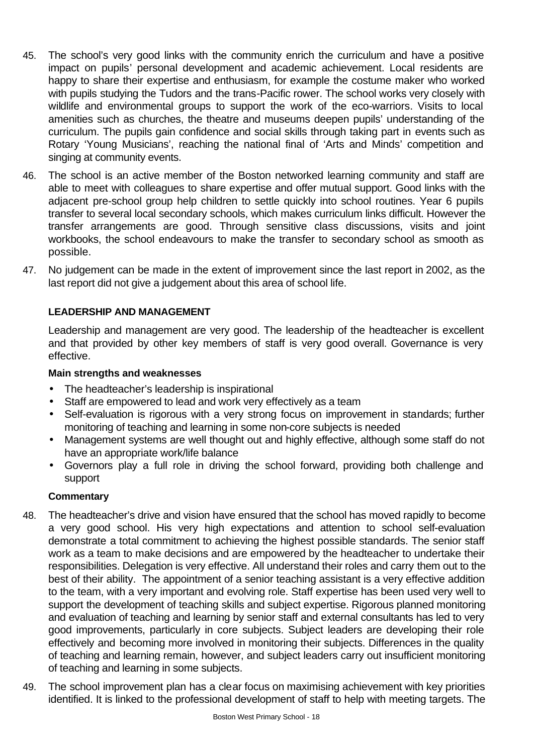45. The school's very good links with the community enrich the curriculum and have a positive impact on pupils' personal development and academic achievement. Local residents are happy to share their expertise and enthusiasm, for example the costume maker who worked with pupils studying the Tudors and the trans-Pacific rower. The school works very closely with wildlife and environmental groups to support the work of the eco-warriors. Visits to local amenities such as churches, the theatre and museums deepen pupils' understanding of the curriculum. The pupils gain confidence and social skills through taking part in events such as Rotary 'Young Musicians', reaching the national final of 'Arts and Minds' competition and singing at community events.

46. The school is an active member of the Boston networked learning community and staff are able to meet with colleagues to share expertise and offer mutual support. Good links with the adjacent pre-school group help children to settle quickly into school routines. Year 6 pupils transfer to several local secondary schools, which makes curriculum links difficult. However the transfer arrangements are good. Through sensitive class discussions, visits and joint workbooks, the school endeavours to make the transfer to secondary school as smooth as possible.

47. No judgement can be made in the extent of improvement since the last report in 2002, as the last report did not give a judgement about this area of school life.

## LEADERSHIP AND MANAGEMENT

Leadership and management are very good. The leadership of the headteacher is excellent and that provided by other key members of staff is very good overall. Governance is very effective.

### Main strengths and weaknesses

- The headteacher's leadership is inspirational
- Staff are empowered to lead and work very effectively as a team
- Self-evaluation is rigorous with a very strong focus on improvement in standards; further monitoring of teaching and learning in some non-core subjects is needed
- Management systems are well thought out and highly effective, although some staff do not have an appropriate work/life balance
- Governors play a full role in driving the school forward, providing both challenge and support

### Commentary

48. The headteacher's drive and vision have ensured that the school has moved rapidly to become a very good school. His very high expectations and attention to school self-evaluation demonstrate a total commitment to achieving the highest possible standards. The senior staff work as a team to make decisions and are empowered by the headteacher to undertake their responsibilities. Delegation is very effective. All understand their roles and carry them out to the best of their ability. The appointment of a senior teaching assistant is a very effective addition to the team, with a very important and evolving role. Staff expertise has been used very well to support the development of teaching skills and subject expertise. Rigorous planned monitoring and evaluation of teaching and learning by senior staff and external consultants has led to very good improvements, particularly in core subjects. Subject leaders are developing their role effectively and becoming more involved in monitoring their subjects. Differences in the quality of teaching and learning remain, however, and subject leaders carry out insufficient monitoring of teaching and learning in some subjects.

49. The school improvement plan has a clear focus on maximising achievement with key priorities identified. It is linked to the professional development of staff to help with meeting targets. The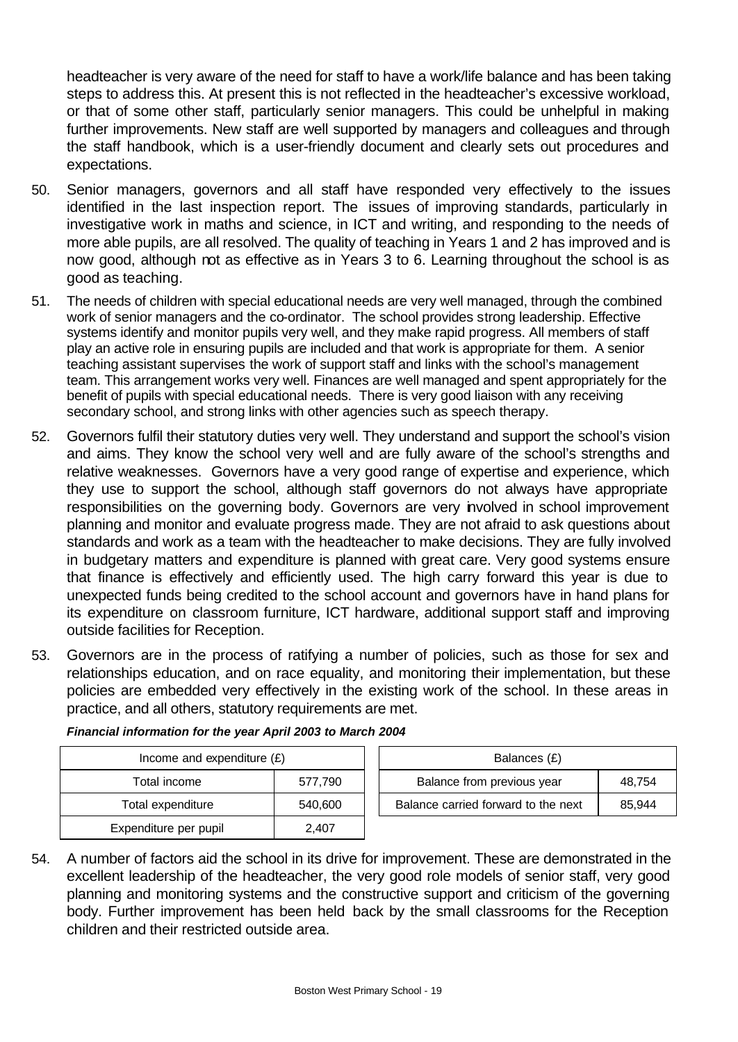headteacher is very aware of the need for staff to have a work/life balance and has been taking steps to address this. At present this is not reflected in the headteacher's excessive workload, or that of some other staff, particularly senior managers. This could be unhelpful in making further improvements. New staff are well supported by managers and colleagues and through the staff handbook, which is a user-friendly document and clearly sets out procedures and expectations.

50. Senior managers, governors and all staff have responded very effectively to the issues identified in the last inspection report. The issues of improving standards, particularly in investigative work in maths and science, in ICT and writing, and responding to the needs of more able pupils, are all resolved. The quality of teaching in Years 1 and 2 has improved and is now good, although not as effective as in Years 3 to 6. Learning throughout the school is as good as teaching.

51. The needs of children with special educational needs are very well managed, through the combined work of senior managers and the co-ordinator. The school provides strong leadership. Effective systems identify and monitor pupils very well, and they make rapid progress. All members of staff play an active role in ensuring pupils are included and that work is appropriate for them. A senior teaching assistant supervises the work of support staff and links with the school's management team. This arrangement works very well. Finances are well managed and spent appropriately for the benefit of pupils with special educational needs. There is very good liaison with any receiving secondary school, and strong links with other agencies such as speech therapy.

52. Governors fulfil their statutory duties very well. They understand and support the school's vision and aims. They know the school very well and are fully aware of the school's strengths and relative weaknesses. Governors have a very good range of expertise and experience, which they use to support the school, although staff governors do not always have appropriate responsibilities on the governing body. Governors are very involved in school improvement planning and monitor and evaluate progress made. They are not afraid to ask questions about standards and work as a team with the headteacher to make decisions. They are fully involved in budgetary matters and expenditure is planned with great care. Very good systems ensure that finance is effectively and efficiently used. The high carry forward this year is due to unexpected funds being credited to the school account and governors have in hand plans for its expenditure on classroom furniture, ICT hardware, additional support staff and improving outside facilities for Reception.

53. Governors are in the process of ratifying a number of policies, such as those for sex and relationships education, and on race equality, and monitoring their implementation, but these policies are embedded very effectively in the existing work of the school. In these areas in practice, and all others, statutory requirements are met.

***Financial information for the year April 2003 to March 2004***

| Income and expenditure (£) | |
|---|---|
| Total income | 577,790 |
| Total expenditure | 540,600 |
| Expenditure per pupil | 2,407 |

| Balances (£) | |
|---|---|
| Balance from previous year | 48,754 |
| Balance carried forward to the next | 85,944 |

54. A number of factors aid the school in its drive for improvement. These are demonstrated in the excellent leadership of the headteacher, the very good role models of senior staff, very good planning and monitoring systems and the constructive support and criticism of the governing body. Further improvement has been held back by the small classrooms for the Reception children and their restricted outside area.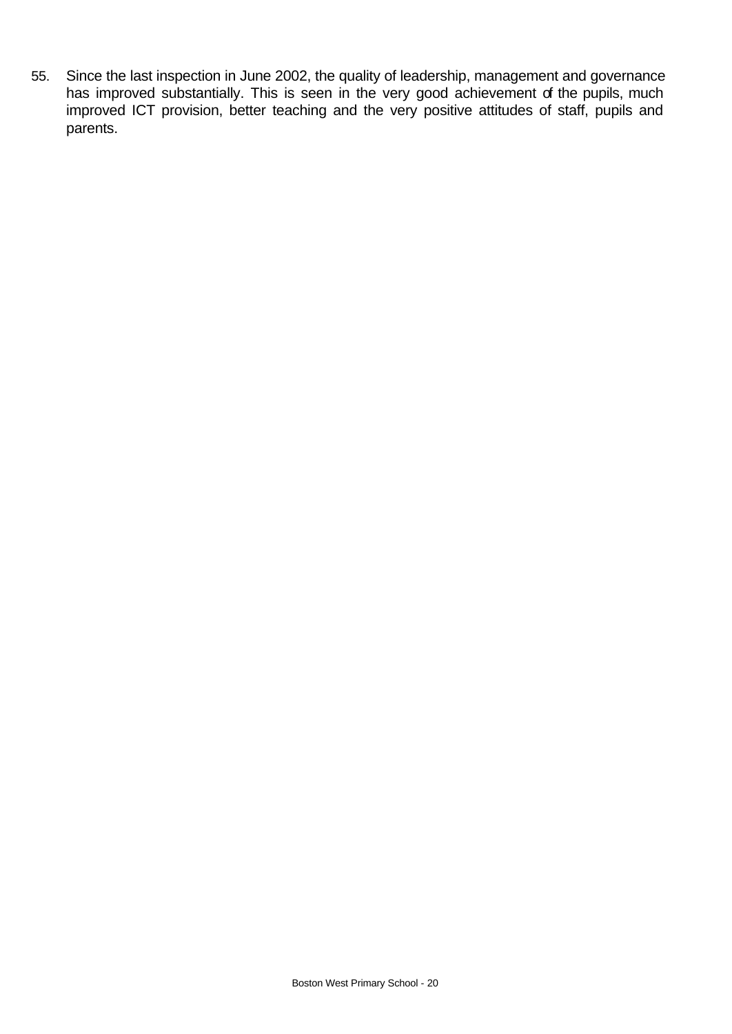55. Since the last inspection in June 2002, the quality of leadership, management and governance has improved substantially. This is seen in the very good achievement of the pupils, much improved ICT provision, better teaching and the very positive attitudes of staff, pupils and parents.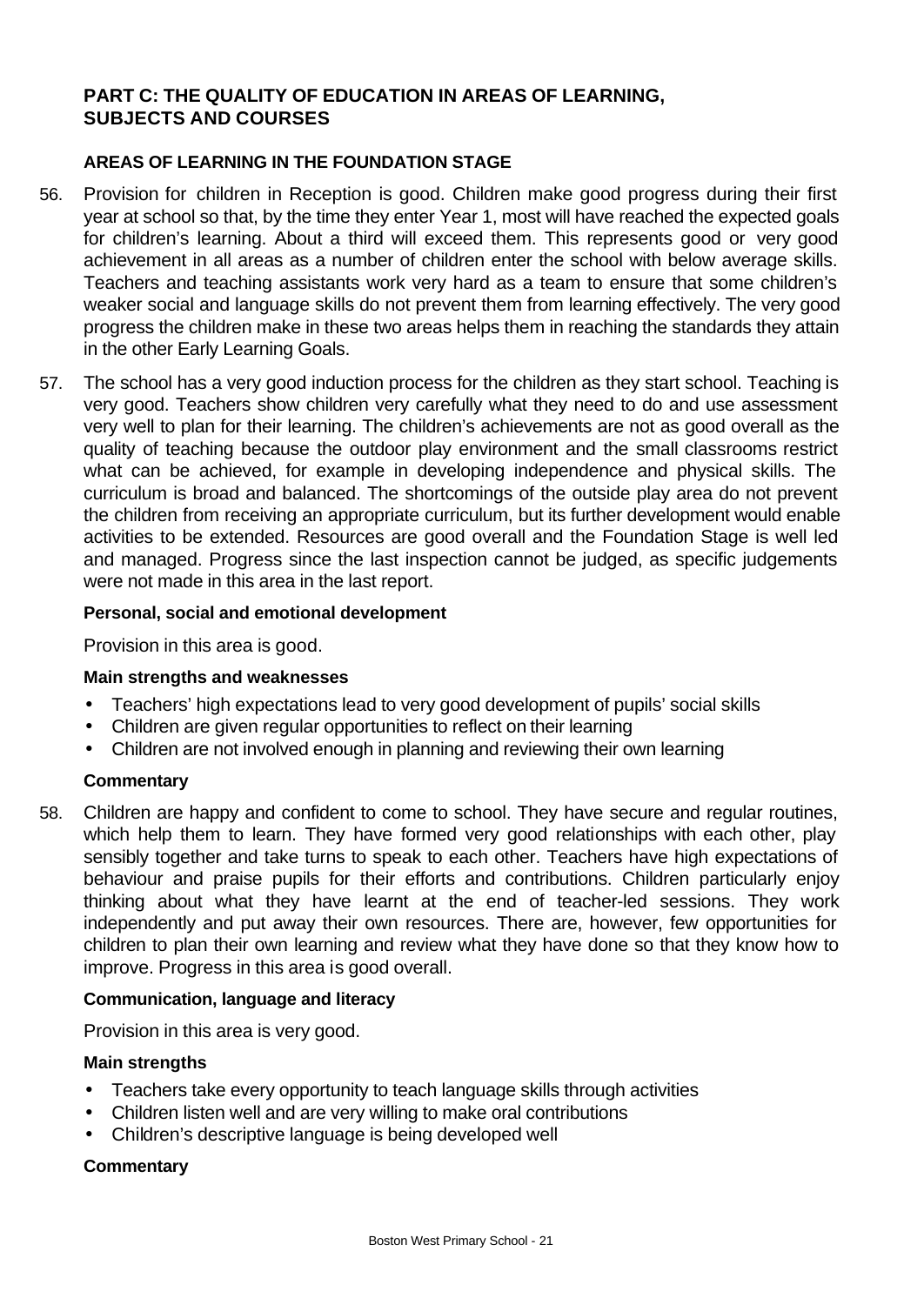## PART C: THE QUALITY OF EDUCATION IN AREAS OF LEARNING, SUBJECTS AND COURSES

### AREAS OF LEARNING IN THE FOUNDATION STAGE

56. Provision for children in Reception is good. Children make good progress during their first year at school so that, by the time they enter Year 1, most will have reached the expected goals for children's learning. About a third will exceed them. This represents good or very good achievement in all areas as a number of children enter the school with below average skills. Teachers and teaching assistants work very hard as a team to ensure that some children's weaker social and language skills do not prevent them from learning effectively. The very good progress the children make in these two areas helps them in reaching the standards they attain in the other Early Learning Goals.

57. The school has a very good induction process for the children as they start school. Teaching is very good. Teachers show children very carefully what they need to do and use assessment very well to plan for their learning. The children's achievements are not as good overall as the quality of teaching because the outdoor play environment and the small classrooms restrict what can be achieved, for example in developing independence and physical skills. The curriculum is broad and balanced. The shortcomings of the outside play area do not prevent the children from receiving an appropriate curriculum, but its further development would enable activities to be extended. Resources are good overall and the Foundation Stage is well led and managed. Progress since the last inspection cannot be judged, as specific judgements were not made in this area in the last report.

**Personal, social and emotional development**

Provision in this area is good.

**Main strengths and weaknesses**

- Teachers' high expectations lead to very good development of pupils' social skills
- Children are given regular opportunities to reflect on their learning
- Children are not involved enough in planning and reviewing their own learning

**Commentary**

58. Children are happy and confident to come to school. They have secure and regular routines, which help them to learn. They have formed very good relationships with each other, play sensibly together and take turns to speak to each other. Teachers have high expectations of behaviour and praise pupils for their efforts and contributions. Children particularly enjoy thinking about what they have learnt at the end of teacher-led sessions. They work independently and put away their own resources. There are, however, few opportunities for children to plan their own learning and review what they have done so that they know how to improve. Progress in this area is good overall.

**Communication, language and literacy**

Provision in this area is very good.

**Main strengths**

- Teachers take every opportunity to teach language skills through activities
- Children listen well and are very willing to make oral contributions
- Children's descriptive language is being developed well

**Commentary**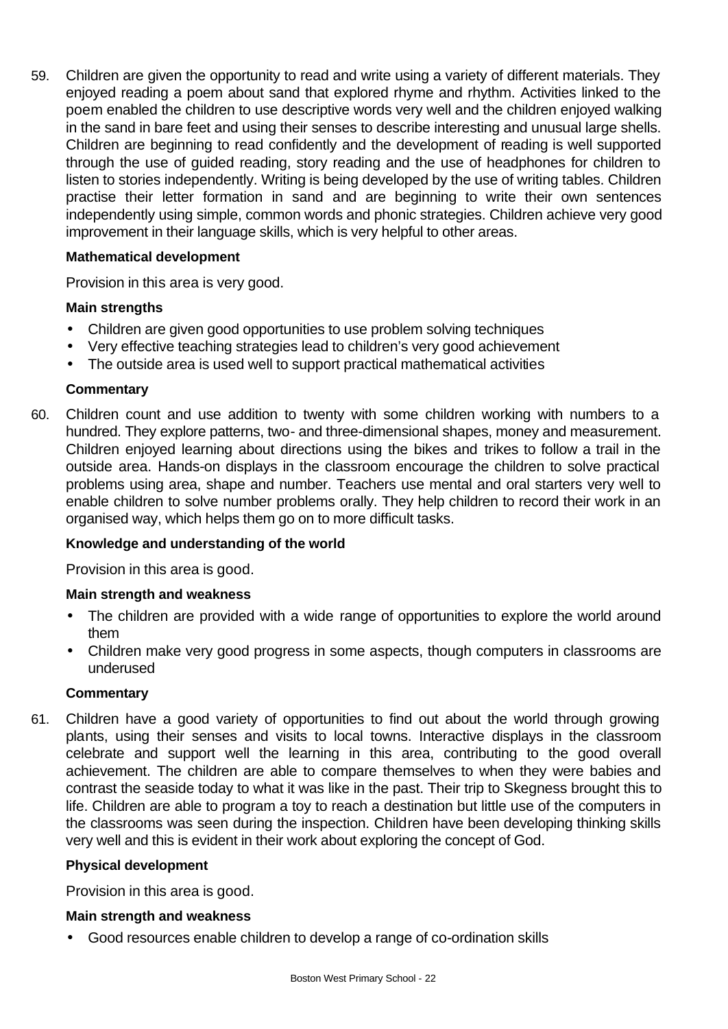59. Children are given the opportunity to read and write using a variety of different materials. They enjoyed reading a poem about sand that explored rhyme and rhythm. Activities linked to the poem enabled the children to use descriptive words very well and the children enjoyed walking in the sand in bare feet and using their senses to describe interesting and unusual large shells. Children are beginning to read confidently and the development of reading is well supported through the use of guided reading, story reading and the use of headphones for children to listen to stories independently. Writing is being developed by the use of writing tables. Children practise their letter formation in sand and are beginning to write their own sentences independently using simple, common words and phonic strategies. Children achieve very good improvement in their language skills, which is very helpful to other areas.

**Mathematical development**

Provision in this area is very good.

**Main strengths**

- Children are given good opportunities to use problem solving techniques
- Very effective teaching strategies lead to children's very good achievement
- The outside area is used well to support practical mathematical activities

**Commentary**

60. Children count and use addition to twenty with some children working with numbers to a hundred. They explore patterns, two- and three-dimensional shapes, money and measurement. Children enjoyed learning about directions using the bikes and trikes to follow a trail in the outside area. Hands-on displays in the classroom encourage the children to solve practical problems using area, shape and number. Teachers use mental and oral starters very well to enable children to solve number problems orally. They help children to record their work in an organised way, which helps them go on to more difficult tasks.

**Knowledge and understanding of the world**

Provision in this area is good.

**Main strength and weakness**

- The children are provided with a wide range of opportunities to explore the world around them
- Children make very good progress in some aspects, though computers in classrooms are underused

**Commentary**

61. Children have a good variety of opportunities to find out about the world through growing plants, using their senses and visits to local towns. Interactive displays in the classroom celebrate and support well the learning in this area, contributing to the good overall achievement. The children are able to compare themselves to when they were babies and contrast the seaside today to what it was like in the past. Their trip to Skegness brought this to life. Children are able to program a toy to reach a destination but little use of the computers in the classrooms was seen during the inspection. Children have been developing thinking skills very well and this is evident in their work about exploring the concept of God.

**Physical development**

Provision in this area is good.

**Main strength and weakness**

- Good resources enable children to develop a range of co-ordination skills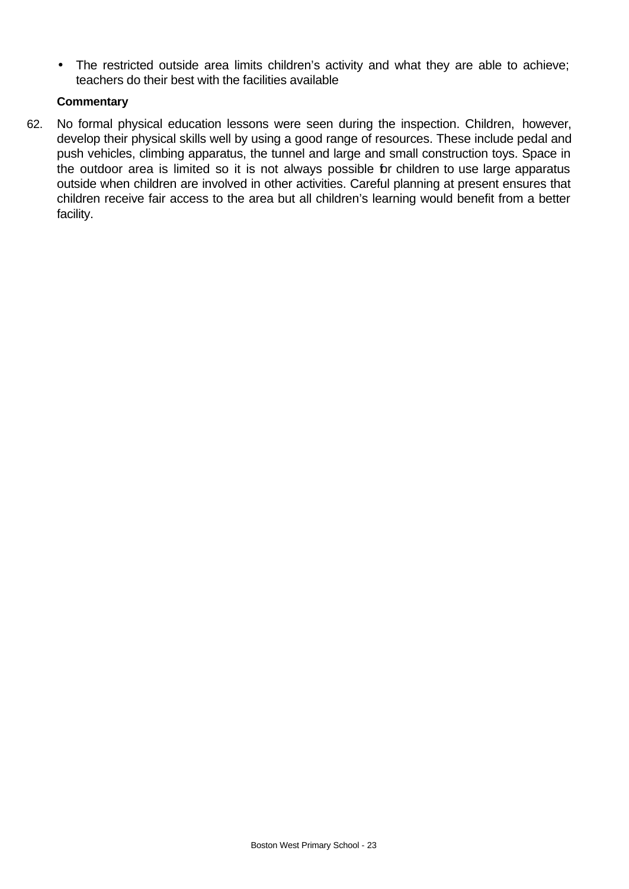- The restricted outside area limits children's activity and what they are able to achieve; teachers do their best with the facilities available

**Commentary**

62. No formal physical education lessons were seen during the inspection. Children, however, develop their physical skills well by using a good range of resources. These include pedal and push vehicles, climbing apparatus, the tunnel and large and small construction toys. Space in the outdoor area is limited so it is not always possible for children to use large apparatus outside when children are involved in other activities. Careful planning at present ensures that children receive fair access to the area but all children's learning would benefit from a better facility.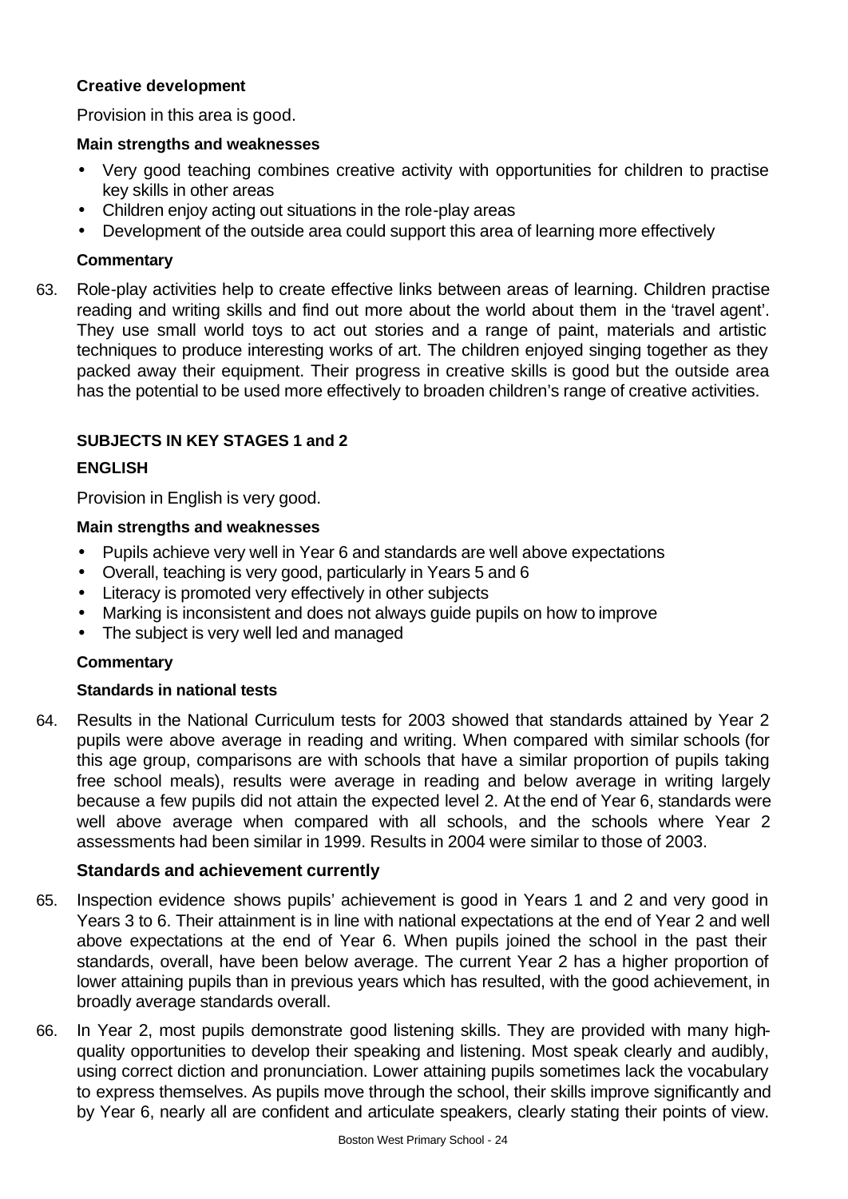**Creative development**

Provision in this area is good.

**Main strengths and weaknesses**

- Very good teaching combines creative activity with opportunities for children to practise key skills in other areas
- Children enjoy acting out situations in the role-play areas
- Development of the outside area could support this area of learning more effectively

**Commentary**

63. Role-play activities help to create effective links between areas of learning. Children practise reading and writing skills and find out more about the world about them in the 'travel agent'. They use small world toys to act out stories and a range of paint, materials and artistic techniques to produce interesting works of art. The children enjoyed singing together as they packed away their equipment. Their progress in creative skills is good but the outside area has the potential to be used more effectively to broaden children's range of creative activities.

## SUBJECTS IN KEY STAGES 1 and 2

### ENGLISH

Provision in English is very good.

**Main strengths and weaknesses**

- Pupils achieve very well in Year 6 and standards are well above expectations
- Overall, teaching is very good, particularly in Years 5 and 6
- Literacy is promoted very effectively in other subjects
- Marking is inconsistent and does not always guide pupils on how to improve
- The subject is very well led and managed

**Commentary**

**Standards in national tests**

64. Results in the National Curriculum tests for 2003 showed that standards attained by Year 2 pupils were above average in reading and writing. When compared with similar schools (for this age group, comparisons are with schools that have a similar proportion of pupils taking free school meals), results were average in reading and below average in writing largely because a few pupils did not attain the expected level 2. At the end of Year 6, standards were well above average when compared with all schools, and the schools where Year 2 assessments had been similar in 1999. Results in 2004 were similar to those of 2003.

**Standards and achievement currently**

65. Inspection evidence shows pupils' achievement is good in Years 1 and 2 and very good in Years 3 to 6. Their attainment is in line with national expectations at the end of Year 2 and well above expectations at the end of Year 6. When pupils joined the school in the past their standards, overall, have been below average. The current Year 2 has a higher proportion of lower attaining pupils than in previous years which has resulted, with the good achievement, in broadly average standards overall.

66. In Year 2, most pupils demonstrate good listening skills. They are provided with many high-quality opportunities to develop their speaking and listening. Most speak clearly and audibly, using correct diction and pronunciation. Lower attaining pupils sometimes lack the vocabulary to express themselves. As pupils move through the school, their skills improve significantly and by Year 6, nearly all are confident and articulate speakers, clearly stating their points of view.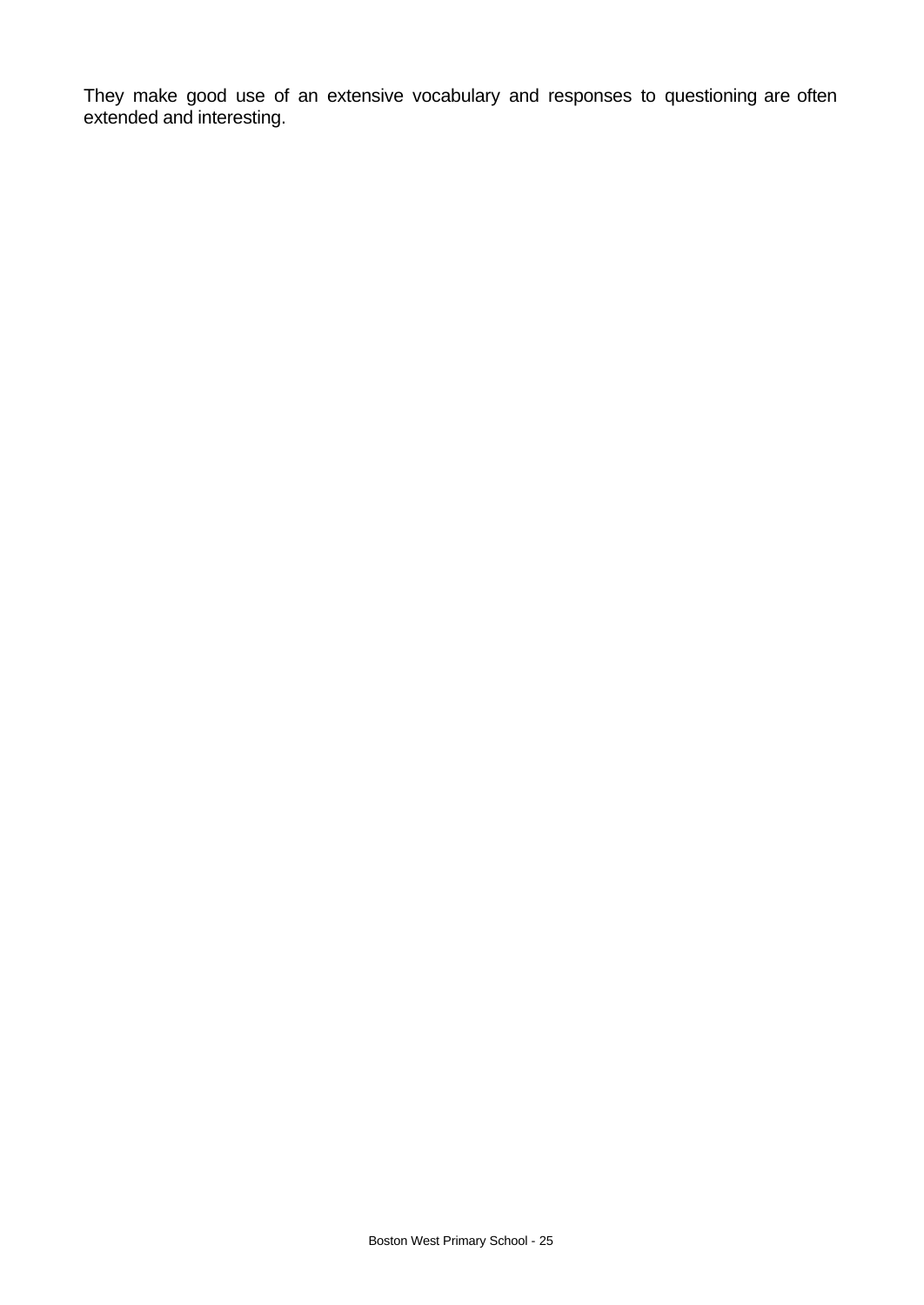They make good use of an extensive vocabulary and responses to questioning are often extended and interesting.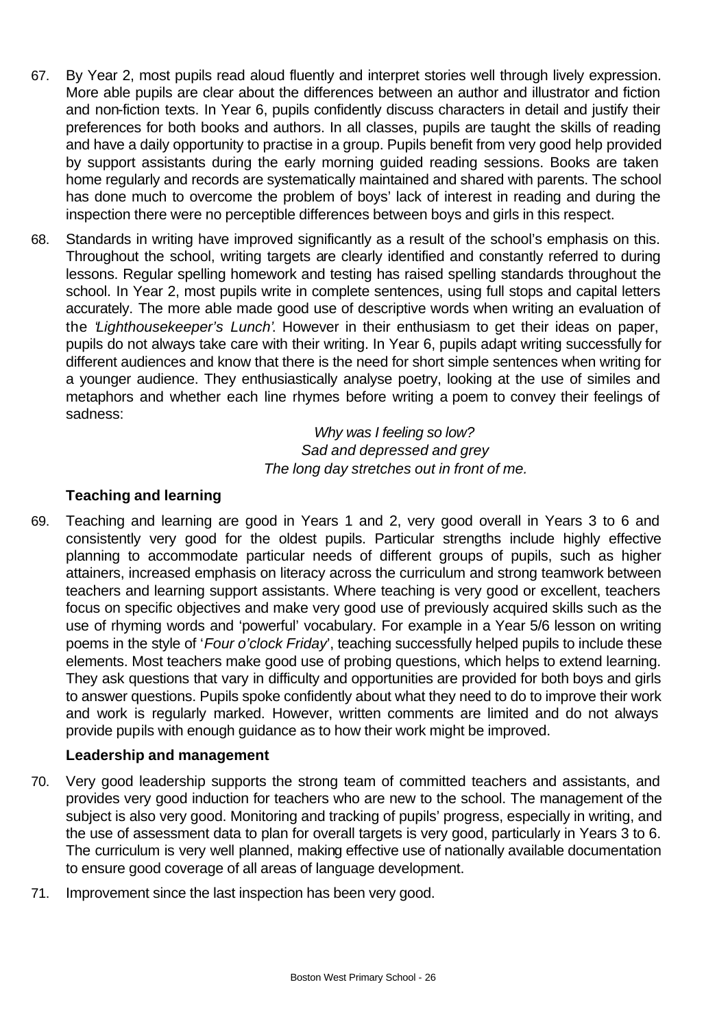67. By Year 2, most pupils read aloud fluently and interpret stories well through lively expression. More able pupils are clear about the differences between an author and illustrator and fiction and non-fiction texts. In Year 6, pupils confidently discuss characters in detail and justify their preferences for both books and authors. In all classes, pupils are taught the skills of reading and have a daily opportunity to practise in a group. Pupils benefit from very good help provided by support assistants during the early morning guided reading sessions. Books are taken home regularly and records are systematically maintained and shared with parents. The school has done much to overcome the problem of boys' lack of interest in reading and during the inspection there were no perceptible differences between boys and girls in this respect.

68. Standards in writing have improved significantly as a result of the school's emphasis on this. Throughout the school, writing targets are clearly identified and constantly referred to during lessons. Regular spelling homework and testing has raised spelling standards throughout the school. In Year 2, most pupils write in complete sentences, using full stops and capital letters accurately. The more able made good use of descriptive words when writing an evaluation of the '*Lighthousekeeper's Lunch*'. However in their enthusiasm to get their ideas on paper, pupils do not always take care with their writing. In Year 6, pupils adapt writing successfully for different audiences and know that there is the need for short simple sentences when writing for a younger audience. They enthusiastically analyse poetry, looking at the use of similes and metaphors and whether each line rhymes before writing a poem to convey their feelings of sadness:

*Why was I feeling so low?*
*Sad and depressed and grey*
*The long day stretches out in front of me.*

**Teaching and learning**

69. Teaching and learning are good in Years 1 and 2, very good overall in Years 3 to 6 and consistently very good for the oldest pupils. Particular strengths include highly effective planning to accommodate particular needs of different groups of pupils, such as higher attainers, increased emphasis on literacy across the curriculum and strong teamwork between teachers and learning support assistants. Where teaching is very good or excellent, teachers focus on specific objectives and make very good use of previously acquired skills such as the use of rhyming words and 'powerful' vocabulary. For example in a Year 5/6 lesson on writing poems in the style of '*Four o'clock Friday*', teaching successfully helped pupils to include these elements. Most teachers make good use of probing questions, which helps to extend learning. They ask questions that vary in difficulty and opportunities are provided for both boys and girls to answer questions. Pupils spoke confidently about what they need to do to improve their work and work is regularly marked. However, written comments are limited and do not always provide pupils with enough guidance as to how their work might be improved.

**Leadership and management**

70. Very good leadership supports the strong team of committed teachers and assistants, and provides very good induction for teachers who are new to the school. The management of the subject is also very good. Monitoring and tracking of pupils' progress, especially in writing, and the use of assessment data to plan for overall targets is very good, particularly in Years 3 to 6. The curriculum is very well planned, making effective use of nationally available documentation to ensure good coverage of all areas of language development.

71. Improvement since the last inspection has been very good.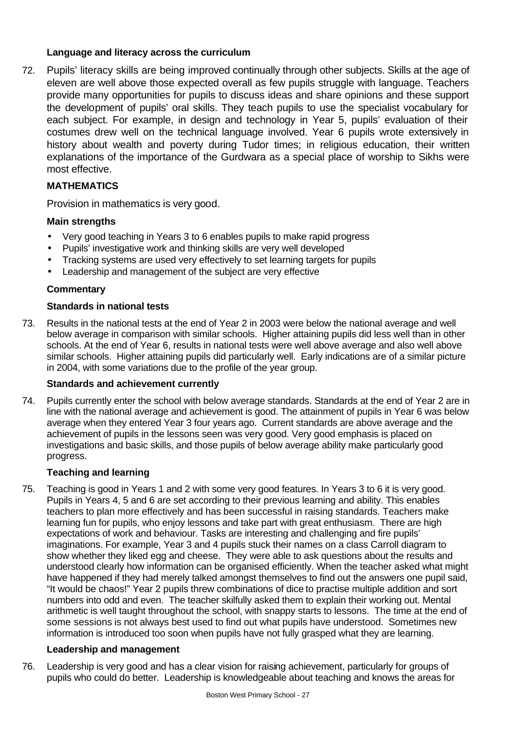### Language and literacy across the curriculum

72. Pupils' literacy skills are being improved continually through other subjects. Skills at the age of eleven are well above those expected overall as few pupils struggle with language. Teachers provide many opportunities for pupils to discuss ideas and share opinions and these support the development of pupils' oral skills. They teach pupils to use the specialist vocabulary for each subject. For example, in design and technology in Year 5, pupils' evaluation of their costumes drew well on the technical language involved. Year 6 pupils wrote extensively in history about wealth and poverty during Tudor times; in religious education, their written explanations of the importance of the Gurdwara as a special place of worship to Sikhs were most effective.

## MATHEMATICS

Provision in mathematics is very good.

### Main strengths

- Very good teaching in Years 3 to 6 enables pupils to make rapid progress
- Pupils' investigative work and thinking skills are very well developed
- Tracking systems are used very effectively to set learning targets for pupils
- Leadership and management of the subject are very effective

### Commentary

#### Standards in national tests

73. Results in the national tests at the end of Year 2 in 2003 were below the national average and well below average in comparison with similar schools. Higher attaining pupils did less well than in other schools. At the end of Year 6, results in national tests were well above average and also well above similar schools. Higher attaining pupils did particularly well. Early indications are of a similar picture in 2004, with some variations due to the profile of the year group.

#### Standards and achievement currently

74. Pupils currently enter the school with below average standards. Standards at the end of Year 2 are in line with the national average and achievement is good. The attainment of pupils in Year 6 was below average when they entered Year 3 four years ago. Current standards are above average and the achievement of pupils in the lessons seen was very good. Very good emphasis is placed on investigations and basic skills, and those pupils of below average ability make particularly good progress.

#### Teaching and learning

75. Teaching is good in Years 1 and 2 with some very good features. In Years 3 to 6 it is very good. Pupils in Years 4, 5 and 6 are set according to their previous learning and ability. This enables teachers to plan more effectively and has been successful in raising standards. Teachers make learning fun for pupils, who enjoy lessons and take part with great enthusiasm. There are high expectations of work and behaviour. Tasks are interesting and challenging and fire pupils' imaginations. For example, Year 3 and 4 pupils stuck their names on a class Carroll diagram to show whether they liked egg and cheese. They were able to ask questions about the results and understood clearly how information can be organised efficiently. When the teacher asked what might have happened if they had merely talked amongst themselves to find out the answers one pupil said, "It would be chaos!" Year 2 pupils threw combinations of dice to practise multiple addition and sort numbers into odd and even. The teacher skilfully asked them to explain their working out. Mental arithmetic is well taught throughout the school, with snappy starts to lessons. The time at the end of some sessions is not always best used to find out what pupils have understood. Sometimes new information is introduced too soon when pupils have not fully grasped what they are learning.

#### Leadership and management

76. Leadership is very good and has a clear vision for raising achievement, particularly for groups of pupils who could do better. Leadership is knowledgeable about teaching and knows the areas for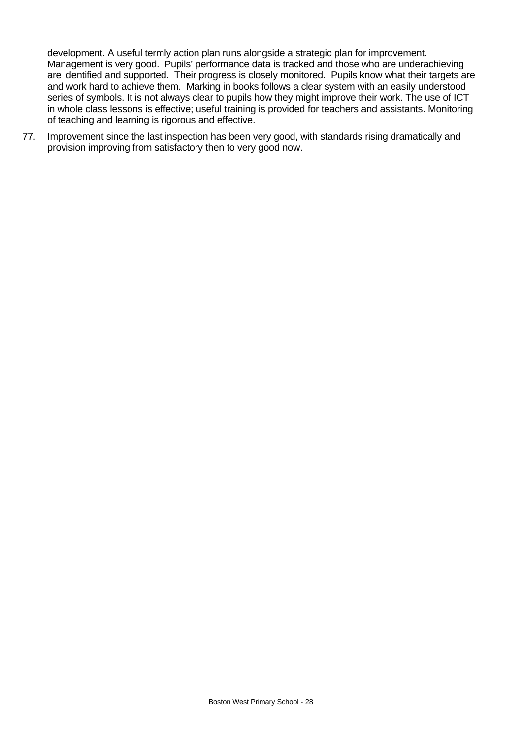development. A useful termly action plan runs alongside a strategic plan for improvement. Management is very good. Pupils' performance data is tracked and those who are underachieving are identified and supported. Their progress is closely monitored. Pupils know what their targets are and work hard to achieve them. Marking in books follows a clear system with an easily understood series of symbols. It is not always clear to pupils how they might improve their work. The use of ICT in whole class lessons is effective; useful training is provided for teachers and assistants. Monitoring of teaching and learning is rigorous and effective.

77. Improvement since the last inspection has been very good, with standards rising dramatically and provision improving from satisfactory then to very good now.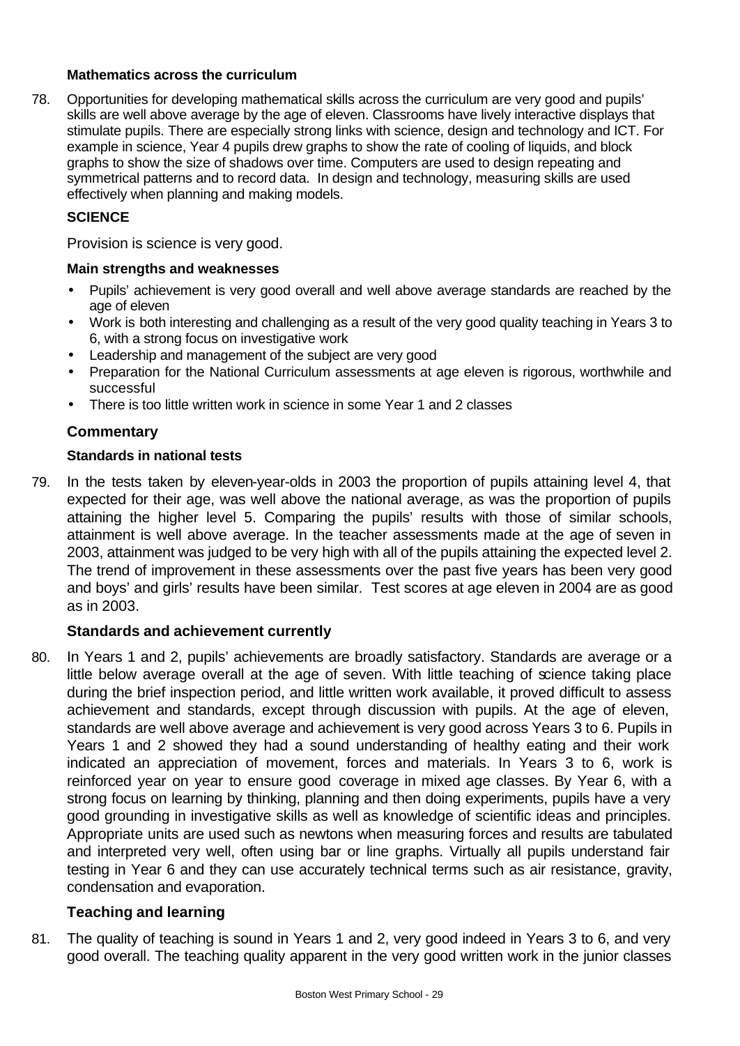### Mathematics across the curriculum

78. Opportunities for developing mathematical skills across the curriculum are very good and pupils' skills are well above average by the age of eleven. Classrooms have lively interactive displays that stimulate pupils. There are especially strong links with science, design and technology and ICT. For example in science, Year 4 pupils drew graphs to show the rate of cooling of liquids, and block graphs to show the size of shadows over time. Computers are used to design repeating and symmetrical patterns and to record data. In design and technology, measuring skills are used effectively when planning and making models.

## SCIENCE

Provision is science is very good.

### Main strengths and weaknesses

- Pupils' achievement is very good overall and well above average standards are reached by the age of eleven
- Work is both interesting and challenging as a result of the very good quality teaching in Years 3 to 6, with a strong focus on investigative work
- Leadership and management of the subject are very good
- Preparation for the National Curriculum assessments at age eleven is rigorous, worthwhile and successful
- There is too little written work in science in some Year 1 and 2 classes

### Commentary

#### Standards in national tests

79. In the tests taken by eleven-year-olds in 2003 the proportion of pupils attaining level 4, that expected for their age, was well above the national average, as was the proportion of pupils attaining the higher level 5. Comparing the pupils' results with those of similar schools, attainment is well above average. In the teacher assessments made at the age of seven in 2003, attainment was judged to be very high with all of the pupils attaining the expected level 2. The trend of improvement in these assessments over the past five years has been very good and boys' and girls' results have been similar. Test scores at age eleven in 2004 are as good as in 2003.

#### Standards and achievement currently

80. In Years 1 and 2, pupils' achievements are broadly satisfactory. Standards are average or a little below average overall at the age of seven. With little teaching of science taking place during the brief inspection period, and little written work available, it proved difficult to assess achievement and standards, except through discussion with pupils. At the age of eleven, standards are well above average and achievement is very good across Years 3 to 6. Pupils in Years 1 and 2 showed they had a sound understanding of healthy eating and their work indicated an appreciation of movement, forces and materials. In Years 3 to 6, work is reinforced year on year to ensure good coverage in mixed age classes. By Year 6, with a strong focus on learning by thinking, planning and then doing experiments, pupils have a very good grounding in investigative skills as well as knowledge of scientific ideas and principles. Appropriate units are used such as newtons when measuring forces and results are tabulated and interpreted very well, often using bar or line graphs. Virtually all pupils understand fair testing in Year 6 and they can use accurately technical terms such as air resistance, gravity, condensation and evaporation.

#### Teaching and learning

81. The quality of teaching is sound in Years 1 and 2, very good indeed in Years 3 to 6, and very good overall. The teaching quality apparent in the very good written work in the junior classes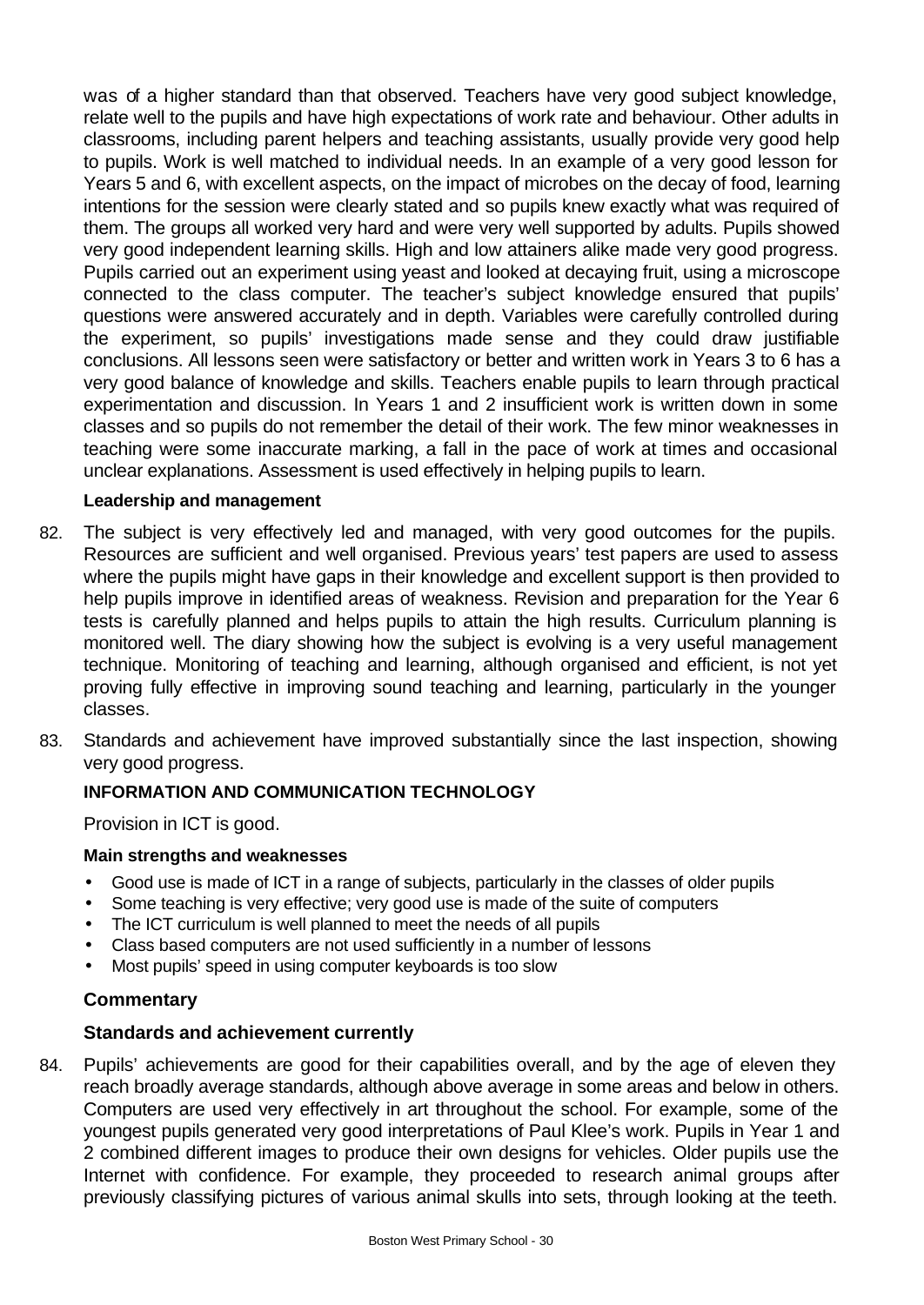was of a higher standard than that observed. Teachers have very good subject knowledge, relate well to the pupils and have high expectations of work rate and behaviour. Other adults in classrooms, including parent helpers and teaching assistants, usually provide very good help to pupils. Work is well matched to individual needs. In an example of a very good lesson for Years 5 and 6, with excellent aspects, on the impact of microbes on the decay of food, learning intentions for the session were clearly stated and so pupils knew exactly what was required of them. The groups all worked very hard and were very well supported by adults. Pupils showed very good independent learning skills. High and low attainers alike made very good progress. Pupils carried out an experiment using yeast and looked at decaying fruit, using a microscope connected to the class computer. The teacher's subject knowledge ensured that pupils' questions were answered accurately and in depth. Variables were carefully controlled during the experiment, so pupils' investigations made sense and they could draw justifiable conclusions. All lessons seen were satisfactory or better and written work in Years 3 to 6 has a very good balance of knowledge and skills. Teachers enable pupils to learn through practical experimentation and discussion. In Years 1 and 2 insufficient work is written down in some classes and so pupils do not remember the detail of their work. The few minor weaknesses in teaching were some inaccurate marking, a fall in the pace of work at times and occasional unclear explanations. Assessment is used effectively in helping pupils to learn.

**Leadership and management**

82. The subject is very effectively led and managed, with very good outcomes for the pupils. Resources are sufficient and well organised. Previous years' test papers are used to assess where the pupils might have gaps in their knowledge and excellent support is then provided to help pupils improve in identified areas of weakness. Revision and preparation for the Year 6 tests is carefully planned and helps pupils to attain the high results. Curriculum planning is monitored well. The diary showing how the subject is evolving is a very useful management technique. Monitoring of teaching and learning, although organised and efficient, is not yet proving fully effective in improving sound teaching and learning, particularly in the younger classes.

83. Standards and achievement have improved substantially since the last inspection, showing very good progress.

## INFORMATION AND COMMUNICATION TECHNOLOGY

Provision in ICT is good.

**Main strengths and weaknesses**

- Good use is made of ICT in a range of subjects, particularly in the classes of older pupils
- Some teaching is very effective; very good use is made of the suite of computers
- The ICT curriculum is well planned to meet the needs of all pupils
- Class based computers are not used sufficiently in a number of lessons
- Most pupils' speed in using computer keyboards is too slow

### Commentary

**Standards and achievement currently**

84. Pupils' achievements are good for their capabilities overall, and by the age of eleven they reach broadly average standards, although above average in some areas and below in others. Computers are used very effectively in art throughout the school. For example, some of the youngest pupils generated very good interpretations of Paul Klee's work. Pupils in Year 1 and 2 combined different images to produce their own designs for vehicles. Older pupils use the Internet with confidence. For example, they proceeded to research animal groups after previously classifying pictures of various animal skulls into sets, through looking at the teeth.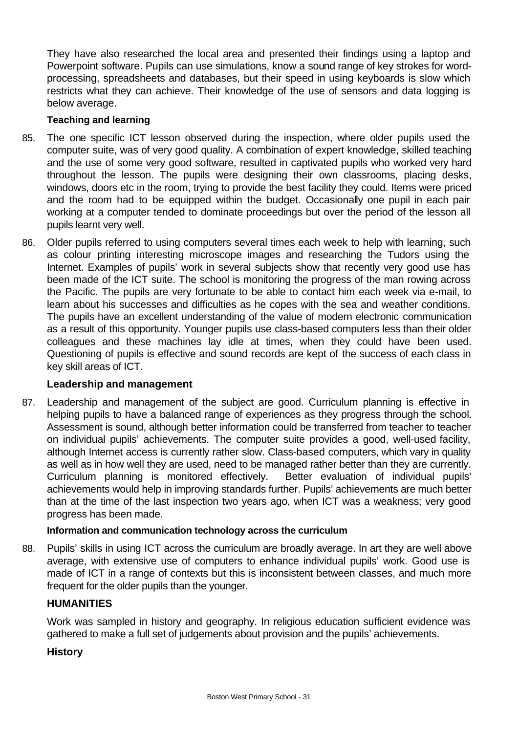They have also researched the local area and presented their findings using a laptop and Powerpoint software. Pupils can use simulations, know a sound range of key strokes for word-processing, spreadsheets and databases, but their speed in using keyboards is slow which restricts what they can achieve. Their knowledge of the use of sensors and data logging is below average.

#### Teaching and learning

85. The one specific ICT lesson observed during the inspection, where older pupils used the computer suite, was of very good quality. A combination of expert knowledge, skilled teaching and the use of some very good software, resulted in captivated pupils who worked very hard throughout the lesson. The pupils were designing their own classrooms, placing desks, windows, doors etc in the room, trying to provide the best facility they could. Items were priced and the room had to be equipped within the budget. Occasionally one pupil in each pair working at a computer tended to dominate proceedings but over the period of the lesson all pupils learnt very well.

86. Older pupils referred to using computers several times each week to help with learning, such as colour printing interesting microscope images and researching the Tudors using the Internet. Examples of pupils' work in several subjects show that recently very good use has been made of the ICT suite. The school is monitoring the progress of the man rowing across the Pacific. The pupils are very fortunate to be able to contact him each week via e-mail, to learn about his successes and difficulties as he copes with the sea and weather conditions. The pupils have an excellent understanding of the value of modern electronic communication as a result of this opportunity. Younger pupils use class-based computers less than their older colleagues and these machines lay idle at times, when they could have been used. Questioning of pupils is effective and sound records are kept of the success of each class in key skill areas of ICT.

### Leadership and management

87. Leadership and management of the subject are good. Curriculum planning is effective in helping pupils to have a balanced range of experiences as they progress through the school. Assessment is sound, although better information could be transferred from teacher to teacher on individual pupils' achievements. The computer suite provides a good, well-used facility, although Internet access is currently rather slow. Class-based computers, which vary in quality as well as in how well they are used, need to be managed rather better than they are currently. Curriculum planning is monitored effectively. Better evaluation of individual pupils' achievements would help in improving standards further. Pupils' achievements are much better than at the time of the last inspection two years ago, when ICT was a weakness; very good progress has been made.

#### Information and communication technology across the curriculum

88. Pupils' skills in using ICT across the curriculum are broadly average. In art they are well above average, with extensive use of computers to enhance individual pupils' work. Good use is made of ICT in a range of contexts but this is inconsistent between classes, and much more frequent for the older pupils than the younger.

## HUMANITIES

Work was sampled in history and geography. In religious education sufficient evidence was gathered to make a full set of judgements about provision and the pupils' achievements.

### History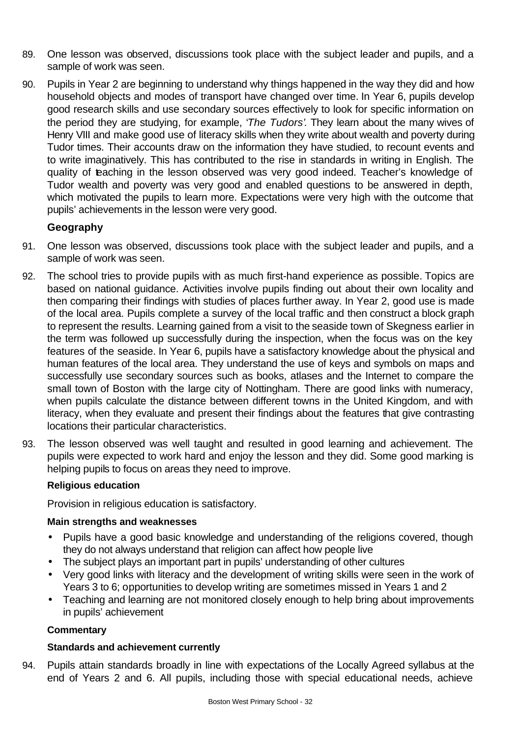89. One lesson was observed, discussions took place with the subject leader and pupils, and a sample of work was seen.

90. Pupils in Year 2 are beginning to understand why things happened in the way they did and how household objects and modes of transport have changed over time. In Year 6, pupils develop good research skills and use secondary sources effectively to look for specific information on the period they are studying, for example, '*The Tudors'*. They learn about the many wives of Henry VIII and make good use of literacy skills when they write about wealth and poverty during Tudor times. Their accounts draw on the information they have studied, to recount events and to write imaginatively. This has contributed to the rise in standards in writing in English. The quality of teaching in the lesson observed was very good indeed. Teacher's knowledge of Tudor wealth and poverty was very good and enabled questions to be answered in depth, which motivated the pupils to learn more. Expectations were very high with the outcome that pupils' achievements in the lesson were very good.

### Geography

91. One lesson was observed, discussions took place with the subject leader and pupils, and a sample of work was seen.

92. The school tries to provide pupils with as much first-hand experience as possible. Topics are based on national guidance. Activities involve pupils finding out about their own locality and then comparing their findings with studies of places further away. In Year 2, good use is made of the local area. Pupils complete a survey of the local traffic and then construct a block graph to represent the results. Learning gained from a visit to the seaside town of Skegness earlier in the term was followed up successfully during the inspection, when the focus was on the key features of the seaside. In Year 6, pupils have a satisfactory knowledge about the physical and human features of the local area. They understand the use of keys and symbols on maps and successfully use secondary sources such as books, atlases and the Internet to compare the small town of Boston with the large city of Nottingham. There are good links with numeracy, when pupils calculate the distance between different towns in the United Kingdom, and with literacy, when they evaluate and present their findings about the features that give contrasting locations their particular characteristics.

93. The lesson observed was well taught and resulted in good learning and achievement. The pupils were expected to work hard and enjoy the lesson and they did. Some good marking is helping pupils to focus on areas they need to improve.

### Religious education

Provision in religious education is satisfactory.

**Main strengths and weaknesses**

- Pupils have a good basic knowledge and understanding of the religions covered, though they do not always understand that religion can affect how people live
- The subject plays an important part in pupils' understanding of other cultures
- Very good links with literacy and the development of writing skills were seen in the work of Years 3 to 6; opportunities to develop writing are sometimes missed in Years 1 and 2
- Teaching and learning are not monitored closely enough to help bring about improvements in pupils' achievement

**Commentary**

**Standards and achievement currently**

94. Pupils attain standards broadly in line with expectations of the Locally Agreed syllabus at the end of Years 2 and 6. All pupils, including those with special educational needs, achieve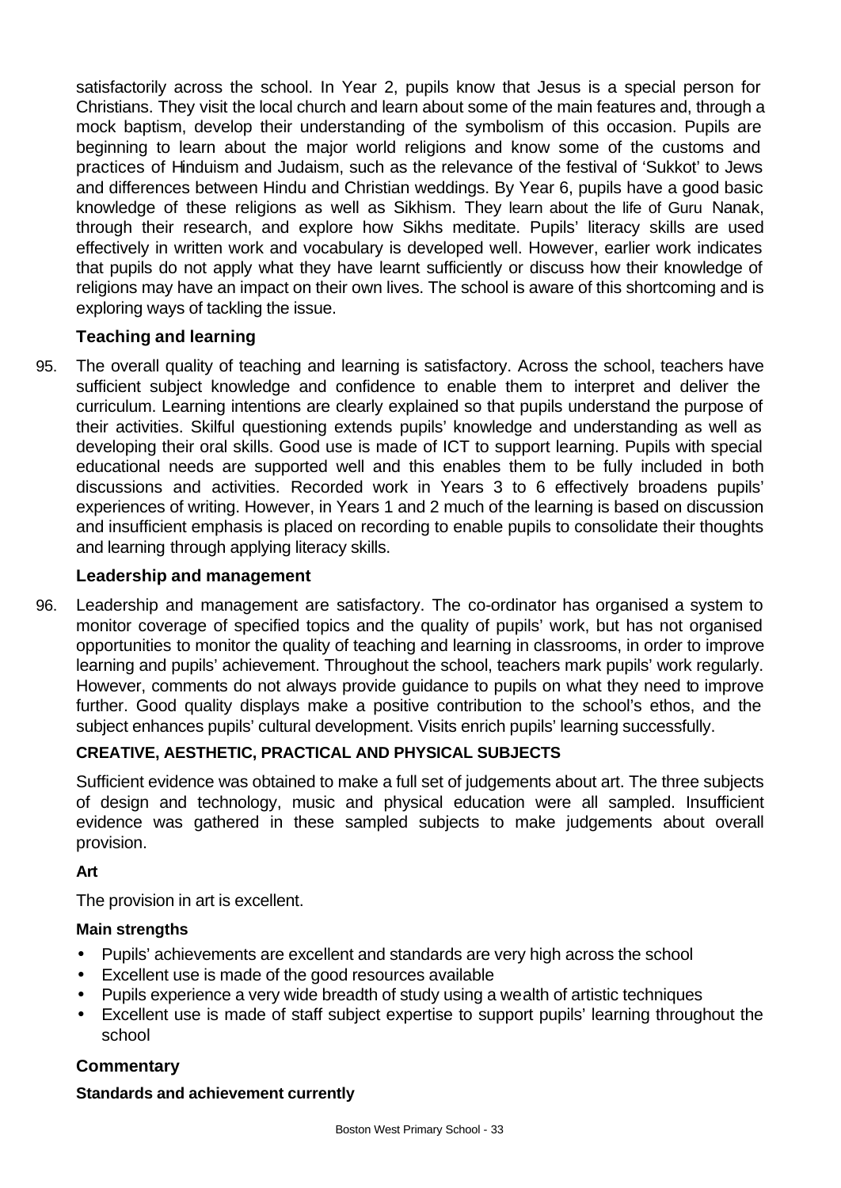satisfactorily across the school. In Year 2, pupils know that Jesus is a special person for Christians. They visit the local church and learn about some of the main features and, through a mock baptism, develop their understanding of the symbolism of this occasion. Pupils are beginning to learn about the major world religions and know some of the customs and practices of Hinduism and Judaism, such as the relevance of the festival of 'Sukkot' to Jews and differences between Hindu and Christian weddings. By Year 6, pupils have a good basic knowledge of these religions as well as Sikhism. They learn about the life of Guru Nanak, through their research, and explore how Sikhs meditate. Pupils' literacy skills are used effectively in written work and vocabulary is developed well. However, earlier work indicates that pupils do not apply what they have learnt sufficiently or discuss how their knowledge of religions may have an impact on their own lives. The school is aware of this shortcoming and is exploring ways of tackling the issue.

### Teaching and learning

95. The overall quality of teaching and learning is satisfactory. Across the school, teachers have sufficient subject knowledge and confidence to enable them to interpret and deliver the curriculum. Learning intentions are clearly explained so that pupils understand the purpose of their activities. Skilful questioning extends pupils' knowledge and understanding as well as developing their oral skills. Good use is made of ICT to support learning. Pupils with special educational needs are supported well and this enables them to be fully included in both discussions and activities. Recorded work in Years 3 to 6 effectively broadens pupils' experiences of writing. However, in Years 1 and 2 much of the learning is based on discussion and insufficient emphasis is placed on recording to enable pupils to consolidate their thoughts and learning through applying literacy skills.

### Leadership and management

96. Leadership and management are satisfactory. The co-ordinator has organised a system to monitor coverage of specified topics and the quality of pupils' work, but has not organised opportunities to monitor the quality of teaching and learning in classrooms, in order to improve learning and pupils' achievement. Throughout the school, teachers mark pupils' work regularly. However, comments do not always provide guidance to pupils on what they need to improve further. Good quality displays make a positive contribution to the school's ethos, and the subject enhances pupils' cultural development. Visits enrich pupils' learning successfully.

## CREATIVE, AESTHETIC, PRACTICAL AND PHYSICAL SUBJECTS

Sufficient evidence was obtained to make a full set of judgements about art. The three subjects of design and technology, music and physical education were all sampled. Insufficient evidence was gathered in these sampled subjects to make judgements about overall provision.

**Art**

The provision in art is excellent.

**Main strengths**

- Pupils' achievements are excellent and standards are very high across the school
- Excellent use is made of the good resources available
- Pupils experience a very wide breadth of study using a wealth of artistic techniques
- Excellent use is made of staff subject expertise to support pupils' learning throughout the school

### Commentary

**Standards and achievement currently**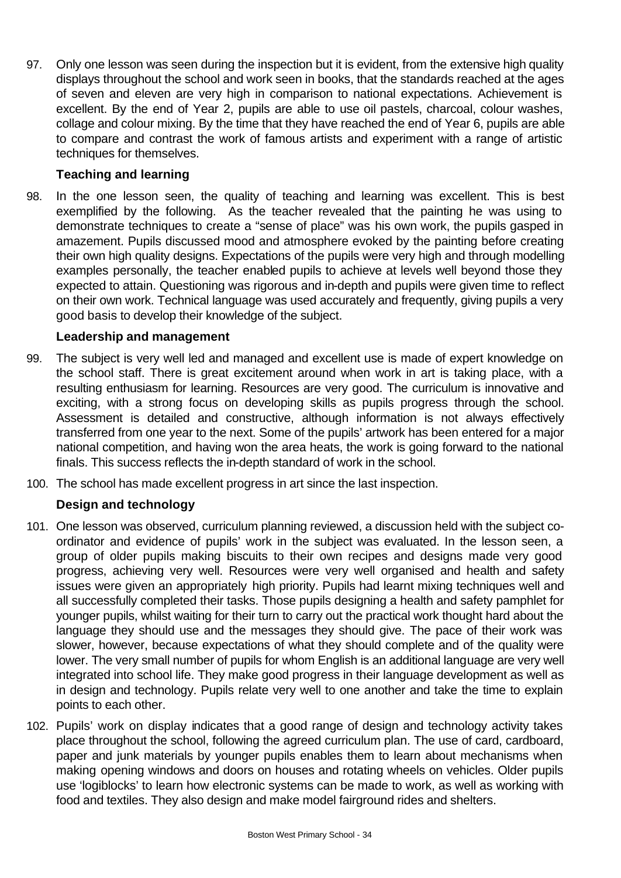97. Only one lesson was seen during the inspection but it is evident, from the extensive high quality displays throughout the school and work seen in books, that the standards reached at the ages of seven and eleven are very high in comparison to national expectations. Achievement is excellent. By the end of Year 2, pupils are able to use oil pastels, charcoal, colour washes, collage and colour mixing. By the time that they have reached the end of Year 6, pupils are able to compare and contrast the work of famous artists and experiment with a range of artistic techniques for themselves.

### Teaching and learning

98. In the one lesson seen, the quality of teaching and learning was excellent. This is best exemplified by the following. As the teacher revealed that the painting he was using to demonstrate techniques to create a "sense of place" was his own work, the pupils gasped in amazement. Pupils discussed mood and atmosphere evoked by the painting before creating their own high quality designs. Expectations of the pupils were very high and through modelling examples personally, the teacher enabled pupils to achieve at levels well beyond those they expected to attain. Questioning was rigorous and in-depth and pupils were given time to reflect on their own work. Technical language was used accurately and frequently, giving pupils a very good basis to develop their knowledge of the subject.

### Leadership and management

99. The subject is very well led and managed and excellent use is made of expert knowledge on the school staff. There is great excitement around when work in art is taking place, with a resulting enthusiasm for learning. Resources are very good. The curriculum is innovative and exciting, with a strong focus on developing skills as pupils progress through the school. Assessment is detailed and constructive, although information is not always effectively transferred from one year to the next. Some of the pupils' artwork has been entered for a major national competition, and having won the area heats, the work is going forward to the national finals. This success reflects the in-depth standard of work in the school.

100. The school has made excellent progress in art since the last inspection.

### Design and technology

101. One lesson was observed, curriculum planning reviewed, a discussion held with the subject co-ordinator and evidence of pupils' work in the subject was evaluated. In the lesson seen, a group of older pupils making biscuits to their own recipes and designs made very good progress, achieving very well. Resources were very well organised and health and safety issues were given an appropriately high priority. Pupils had learnt mixing techniques well and all successfully completed their tasks. Those pupils designing a health and safety pamphlet for younger pupils, whilst waiting for their turn to carry out the practical work thought hard about the language they should use and the messages they should give. The pace of their work was slower, however, because expectations of what they should complete and of the quality were lower. The very small number of pupils for whom English is an additional language are very well integrated into school life. They make good progress in their language development as well as in design and technology. Pupils relate very well to one another and take the time to explain points to each other.

102. Pupils' work on display indicates that a good range of design and technology activity takes place throughout the school, following the agreed curriculum plan. The use of card, cardboard, paper and junk materials by younger pupils enables them to learn about mechanisms when making opening windows and doors on houses and rotating wheels on vehicles. Older pupils use 'logiblocks' to learn how electronic systems can be made to work, as well as working with food and textiles. They also design and make model fairground rides and shelters.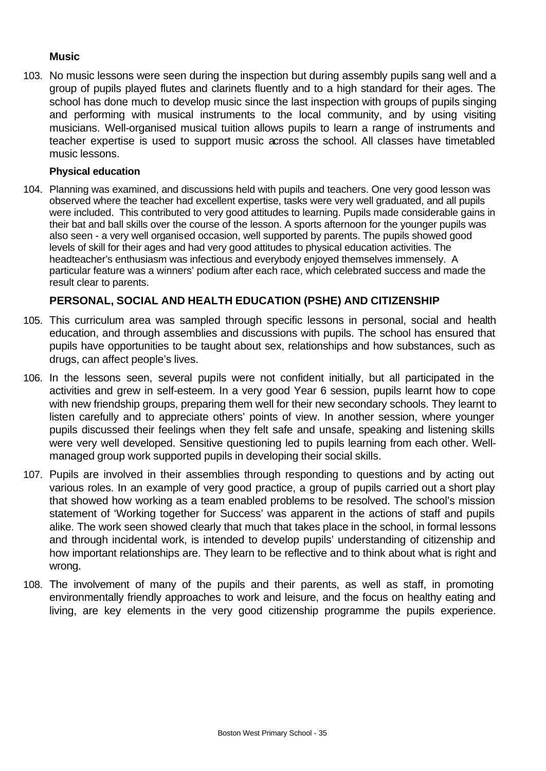### Music

103. No music lessons were seen during the inspection but during assembly pupils sang well and a group of pupils played flutes and clarinets fluently and to a high standard for their ages. The school has done much to develop music since the last inspection with groups of pupils singing and performing with musical instruments to the local community, and by using visiting musicians. Well-organised musical tuition allows pupils to learn a range of instruments and teacher expertise is used to support music across the school. All classes have timetabled music lessons.

### Physical education

104. Planning was examined, and discussions held with pupils and teachers. One very good lesson was observed where the teacher had excellent expertise, tasks were very well graduated, and all pupils were included. This contributed to very good attitudes to learning. Pupils made considerable gains in their bat and ball skills over the course of the lesson. A sports afternoon for the younger pupils was also seen - a very well organised occasion, well supported by parents. The pupils showed good levels of skill for their ages and had very good attitudes to physical education activities. The headteacher's enthusiasm was infectious and everybody enjoyed themselves immensely. A particular feature was a winners' podium after each race, which celebrated success and made the result clear to parents.

## PERSONAL, SOCIAL AND HEALTH EDUCATION (PSHE) AND CITIZENSHIP

105. This curriculum area was sampled through specific lessons in personal, social and health education, and through assemblies and discussions with pupils. The school has ensured that pupils have opportunities to be taught about sex, relationships and how substances, such as drugs, can affect people's lives.

106. In the lessons seen, several pupils were not confident initially, but all participated in the activities and grew in self-esteem. In a very good Year 6 session, pupils learnt how to cope with new friendship groups, preparing them well for their new secondary schools. They learnt to listen carefully and to appreciate others' points of view. In another session, where younger pupils discussed their feelings when they felt safe and unsafe, speaking and listening skills were very well developed. Sensitive questioning led to pupils learning from each other. Well-managed group work supported pupils in developing their social skills.

107. Pupils are involved in their assemblies through responding to questions and by acting out various roles. In an example of very good practice, a group of pupils carried out a short play that showed how working as a team enabled problems to be resolved. The school's mission statement of 'Working together for Success' was apparent in the actions of staff and pupils alike. The work seen showed clearly that much that takes place in the school, in formal lessons and through incidental work, is intended to develop pupils' understanding of citizenship and how important relationships are. They learn to be reflective and to think about what is right and wrong.

108. The involvement of many of the pupils and their parents, as well as staff, in promoting environmentally friendly approaches to work and leisure, and the focus on healthy eating and living, are key elements in the very good citizenship programme the pupils experience.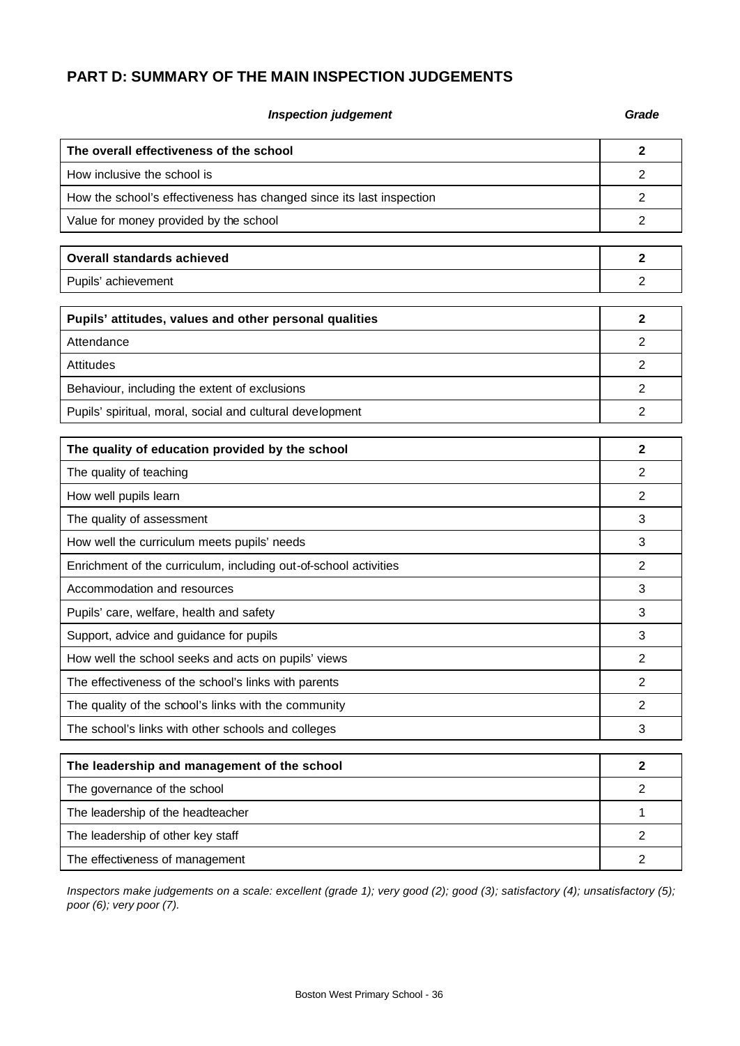## PART D: SUMMARY OF THE MAIN INSPECTION JUDGEMENTS

| *Inspection judgement* | *Grade* |
|---|---|
| **The overall effectiveness of the school** | **2** |
| How inclusive the school is | 2 |
| How the school's effectiveness has changed since its last inspection | 2 |
| Value for money provided by the school | 2 |
| **Overall standards achieved** | **2** |
| Pupils' achievement | 2 |
| **Pupils' attitudes, values and other personal qualities** | **2** |
| Attendance | 2 |
| Attitudes | 2 |
| Behaviour, including the extent of exclusions | 2 |
| Pupils' spiritual, moral, social and cultural development | 2 |
| **The quality of education provided by the school** | **2** |
| The quality of teaching | 2 |
| How well pupils learn | 2 |
| The quality of assessment | 3 |
| How well the curriculum meets pupils' needs | 3 |
| Enrichment of the curriculum, including out-of-school activities | 2 |
| Accommodation and resources | 3 |
| Pupils' care, welfare, health and safety | 3 |
| Support, advice and guidance for pupils | 3 |
| How well the school seeks and acts on pupils' views | 2 |
| The effectiveness of the school's links with parents | 2 |
| The quality of the school's links with the community | 2 |
| The school's links with other schools and colleges | 3 |
| **The leadership and management of the school** | **2** |
| The governance of the school | 2 |
| The leadership of the headteacher | 1 |
| The leadership of other key staff | 2 |
| The effectiveness of management | 2 |

*Inspectors make judgements on a scale: excellent (grade 1); very good (2); good (3); satisfactory (4); unsatisfactory (5); poor (6); very poor (7).*